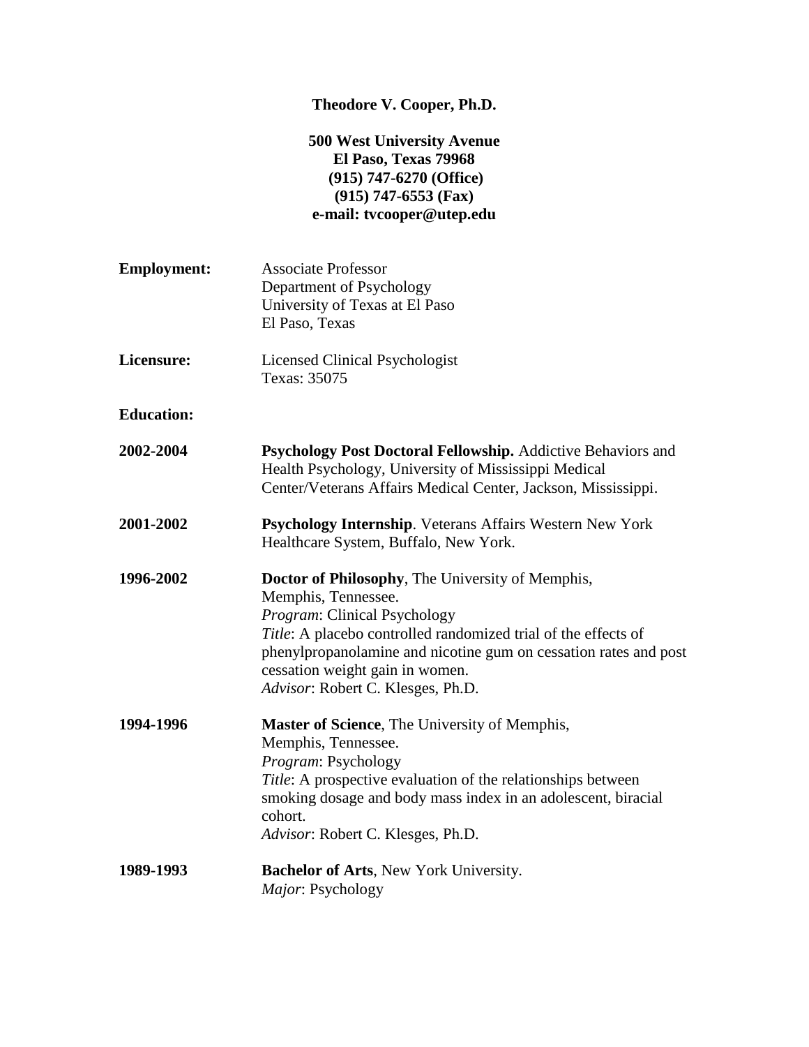# Theodore V. Cooper, Ph.D.

**500 West University Avenue**
**El Paso, Texas 79968**
**(915) 747-6270 (Office)**
**(915) 747-6553 (Fax)**
**e-mail: tvcooper@utep.edu**

**Employment:** Associate Professor
Department of Psychology
University of Texas at El Paso
El Paso, Texas

**Licensure:** Licensed Clinical Psychologist
Texas: 35075

**Education:**

**2002-2004** **Psychology Post Doctoral Fellowship.** Addictive Behaviors and Health Psychology, University of Mississippi Medical Center/Veterans Affairs Medical Center, Jackson, Mississippi.

**2001-2002** **Psychology Internship**. Veterans Affairs Western New York Healthcare System, Buffalo, New York.

**1996-2002** **Doctor of Philosophy**, The University of Memphis, Memphis, Tennessee.
*Program*: Clinical Psychology
*Title*: A placebo controlled randomized trial of the effects of phenylpropanolamine and nicotine gum on cessation rates and post cessation weight gain in women.
*Advisor*: Robert C. Klesges, Ph.D.

**1994-1996** **Master of Science**, The University of Memphis, Memphis, Tennessee.
*Program*: Psychology
*Title*: A prospective evaluation of the relationships between smoking dosage and body mass index in an adolescent, biracial cohort.
*Advisor*: Robert C. Klesges, Ph.D.

**1989-1993** **Bachelor of Arts**, New York University.
*Major*: Psychology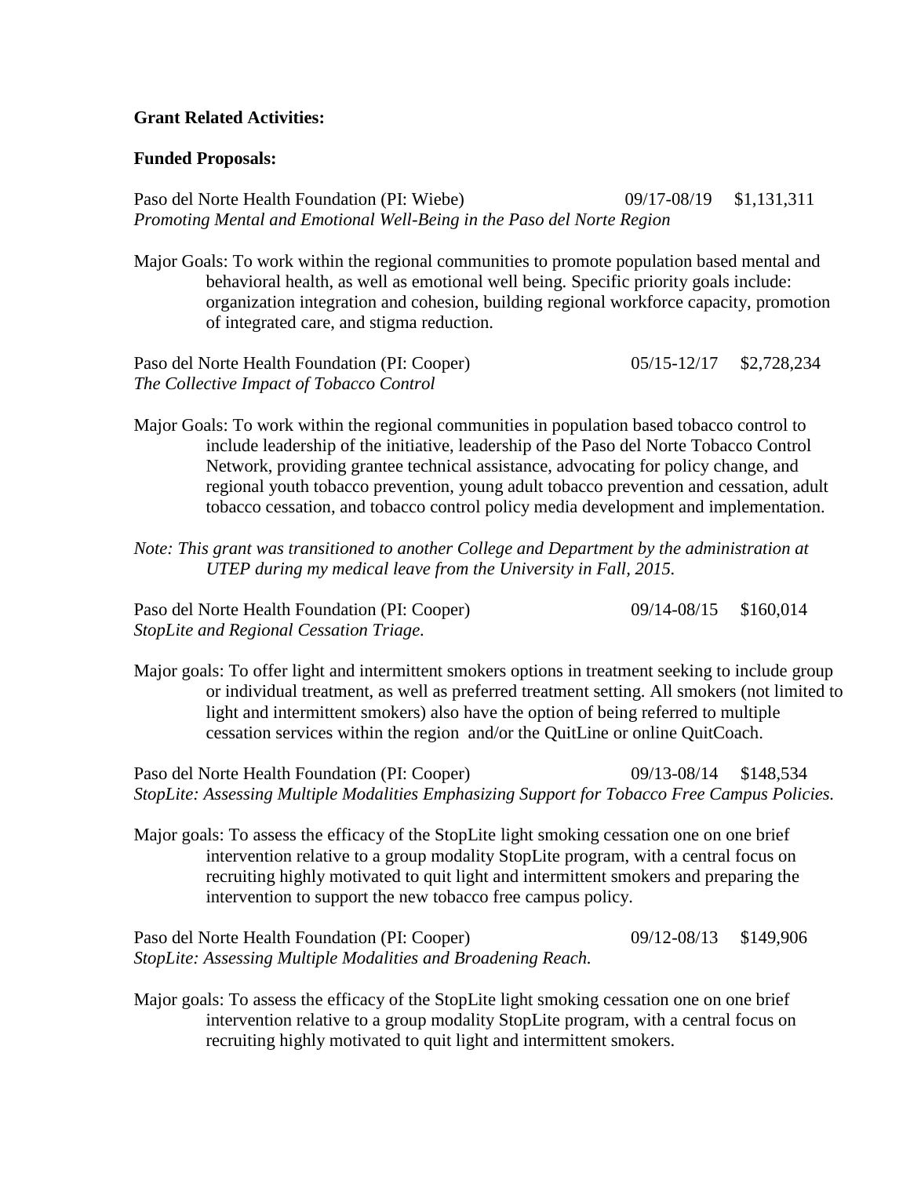**Grant Related Activities:**

**Funded Proposals:**

Paso del Norte Health Foundation (PI: Wiebe) 09/17-08/19 $1,131,311
*Promoting Mental and Emotional Well-Being in the Paso del Norte Region*

Major Goals: To work within the regional communities to promote population based mental and behavioral health, as well as emotional well being. Specific priority goals include: organization integration and cohesion, building regional workforce capacity, promotion of integrated care, and stigma reduction.

Paso del Norte Health Foundation (PI: Cooper) 05/15-12/17 $2,728,234
*The Collective Impact of Tobacco Control*

Major Goals: To work within the regional communities in population based tobacco control to include leadership of the initiative, leadership of the Paso del Norte Tobacco Control Network, providing grantee technical assistance, advocating for policy change, and regional youth tobacco prevention, young adult tobacco prevention and cessation, adult tobacco cessation, and tobacco control policy media development and implementation.

*Note: This grant was transitioned to another College and Department by the administration at UTEP during my medical leave from the University in Fall, 2015.*

Paso del Norte Health Foundation (PI: Cooper) 09/14-08/15 $160,014
*StopLite and Regional Cessation Triage.*

Major goals: To offer light and intermittent smokers options in treatment seeking to include group or individual treatment, as well as preferred treatment setting. All smokers (not limited to light and intermittent smokers) also have the option of being referred to multiple cessation services within the region and/or the QuitLine or online QuitCoach.

Paso del Norte Health Foundation (PI: Cooper) 09/13-08/14 $148,534
*StopLite: Assessing Multiple Modalities Emphasizing Support for Tobacco Free Campus Policies.*

Major goals: To assess the efficacy of the StopLite light smoking cessation one on one brief intervention relative to a group modality StopLite program, with a central focus on recruiting highly motivated to quit light and intermittent smokers and preparing the intervention to support the new tobacco free campus policy.

Paso del Norte Health Foundation (PI: Cooper) 09/12-08/13 $149,906
*StopLite: Assessing Multiple Modalities and Broadening Reach.*

Major goals: To assess the efficacy of the StopLite light smoking cessation one on one brief intervention relative to a group modality StopLite program, with a central focus on recruiting highly motivated to quit light and intermittent smokers.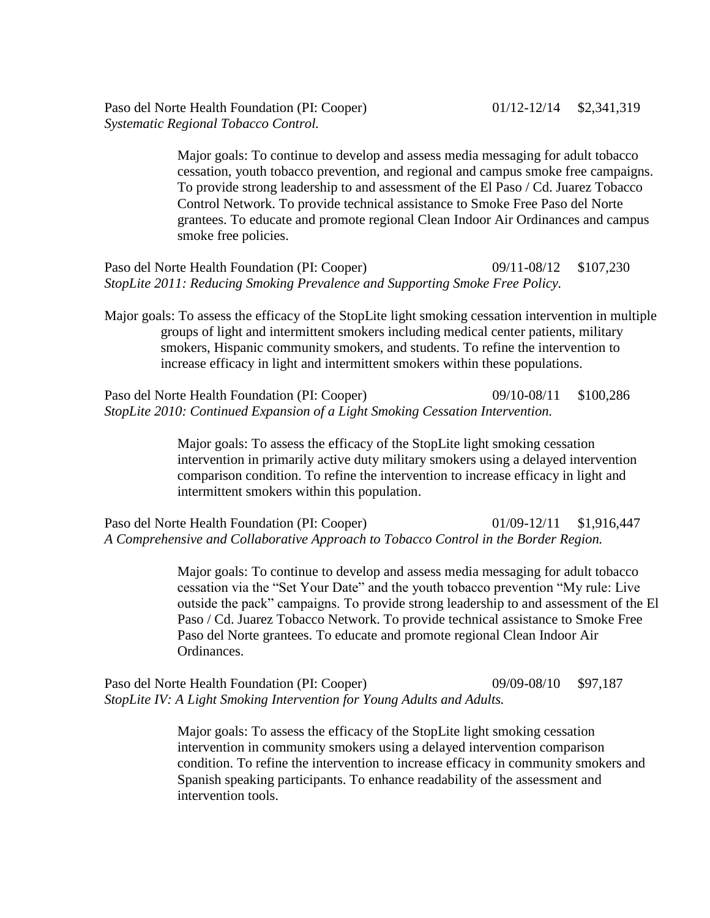Paso del Norte Health Foundation (PI: Cooper) 01/12-12/14 $2,341,319
*Systematic Regional Tobacco Control.*

Major goals: To continue to develop and assess media messaging for adult tobacco cessation, youth tobacco prevention, and regional and campus smoke free campaigns. To provide strong leadership to and assessment of the El Paso / Cd. Juarez Tobacco Control Network. To provide technical assistance to Smoke Free Paso del Norte grantees. To educate and promote regional Clean Indoor Air Ordinances and campus smoke free policies.

Paso del Norte Health Foundation (PI: Cooper) 09/11-08/12 $107,230
*StopLite 2011: Reducing Smoking Prevalence and Supporting Smoke Free Policy.*

Major goals: To assess the efficacy of the StopLite light smoking cessation intervention in multiple groups of light and intermittent smokers including medical center patients, military smokers, Hispanic community smokers, and students. To refine the intervention to increase efficacy in light and intermittent smokers within these populations.

Paso del Norte Health Foundation (PI: Cooper) 09/10-08/11 $100,286
*StopLite 2010: Continued Expansion of a Light Smoking Cessation Intervention.*

Major goals: To assess the efficacy of the StopLite light smoking cessation intervention in primarily active duty military smokers using a delayed intervention comparison condition. To refine the intervention to increase efficacy in light and intermittent smokers within this population.

Paso del Norte Health Foundation (PI: Cooper) 01/09-12/11 $1,916,447
*A Comprehensive and Collaborative Approach to Tobacco Control in the Border Region.*

Major goals: To continue to develop and assess media messaging for adult tobacco cessation via the "Set Your Date" and the youth tobacco prevention "My rule: Live outside the pack" campaigns. To provide strong leadership to and assessment of the El Paso / Cd. Juarez Tobacco Network. To provide technical assistance to Smoke Free Paso del Norte grantees. To educate and promote regional Clean Indoor Air Ordinances.

Paso del Norte Health Foundation (PI: Cooper) 09/09-08/10 $97,187
*StopLite IV: A Light Smoking Intervention for Young Adults and Adults.*

Major goals: To assess the efficacy of the StopLite light smoking cessation intervention in community smokers using a delayed intervention comparison condition. To refine the intervention to increase efficacy in community smokers and Spanish speaking participants. To enhance readability of the assessment and intervention tools.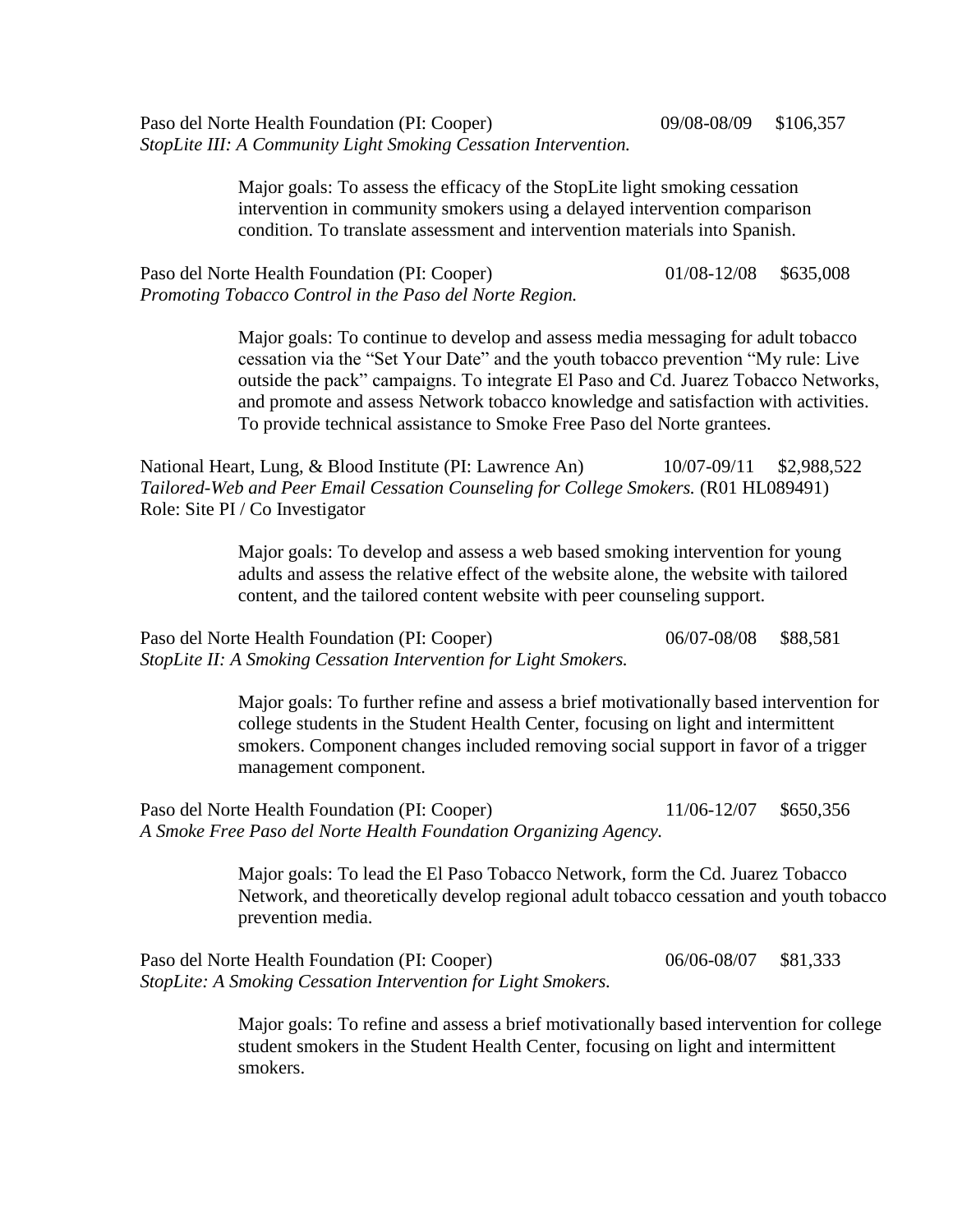Paso del Norte Health Foundation (PI: Cooper) 09/08-08/09 $106,357
*StopLite III: A Community Light Smoking Cessation Intervention.*

> Major goals: To assess the efficacy of the StopLite light smoking cessation intervention in community smokers using a delayed intervention comparison condition. To translate assessment and intervention materials into Spanish.

Paso del Norte Health Foundation (PI: Cooper) 01/08-12/08 $635,008
*Promoting Tobacco Control in the Paso del Norte Region.*

> Major goals: To continue to develop and assess media messaging for adult tobacco cessation via the "Set Your Date" and the youth tobacco prevention "My rule: Live outside the pack" campaigns. To integrate El Paso and Cd. Juarez Tobacco Networks, and promote and assess Network tobacco knowledge and satisfaction with activities. To provide technical assistance to Smoke Free Paso del Norte grantees.

National Heart, Lung, & Blood Institute (PI: Lawrence An) 10/07-09/11 $2,988,522
*Tailored-Web and Peer Email Cessation Counseling for College Smokers.* (R01 HL089491)
Role: Site PI / Co Investigator

> Major goals: To develop and assess a web based smoking intervention for young adults and assess the relative effect of the website alone, the website with tailored content, and the tailored content website with peer counseling support.

Paso del Norte Health Foundation (PI: Cooper) 06/07-08/08 $88,581
*StopLite II: A Smoking Cessation Intervention for Light Smokers.*

> Major goals: To further refine and assess a brief motivationally based intervention for college students in the Student Health Center, focusing on light and intermittent smokers. Component changes included removing social support in favor of a trigger management component.

Paso del Norte Health Foundation (PI: Cooper) 11/06-12/07 $650,356
*A Smoke Free Paso del Norte Health Foundation Organizing Agency.*

> Major goals: To lead the El Paso Tobacco Network, form the Cd. Juarez Tobacco Network, and theoretically develop regional adult tobacco cessation and youth tobacco prevention media.

Paso del Norte Health Foundation (PI: Cooper) 06/06-08/07 $81,333
*StopLite: A Smoking Cessation Intervention for Light Smokers.*

> Major goals: To refine and assess a brief motivationally based intervention for college student smokers in the Student Health Center, focusing on light and intermittent smokers.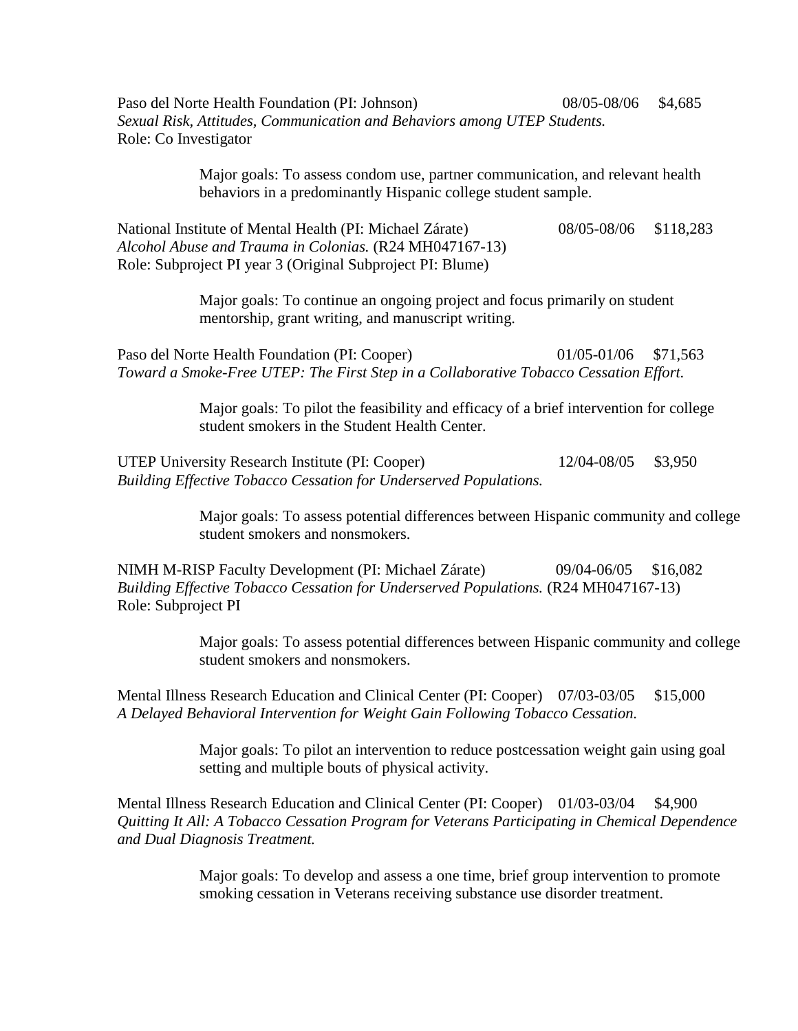Paso del Norte Health Foundation (PI: Johnson) 08/05-08/06 $4,685
*Sexual Risk, Attitudes, Communication and Behaviors among UTEP Students.*
Role: Co Investigator

> Major goals: To assess condom use, partner communication, and relevant health behaviors in a predominantly Hispanic college student sample.

National Institute of Mental Health (PI: Michael Zárate) 08/05-08/06 $118,283
*Alcohol Abuse and Trauma in Colonias.* (R24 MH047167-13)
Role: Subproject PI year 3 (Original Subproject PI: Blume)

> Major goals: To continue an ongoing project and focus primarily on student mentorship, grant writing, and manuscript writing.

Paso del Norte Health Foundation (PI: Cooper) 01/05-01/06 $71,563
*Toward a Smoke-Free UTEP: The First Step in a Collaborative Tobacco Cessation Effort.*

> Major goals: To pilot the feasibility and efficacy of a brief intervention for college student smokers in the Student Health Center.

UTEP University Research Institute (PI: Cooper) 12/04-08/05 $3,950
*Building Effective Tobacco Cessation for Underserved Populations.*

> Major goals: To assess potential differences between Hispanic community and college student smokers and nonsmokers.

NIMH M-RISP Faculty Development (PI: Michael Zárate) 09/04-06/05 $16,082
*Building Effective Tobacco Cessation for Underserved Populations.* (R24 MH047167-13)
Role: Subproject PI

> Major goals: To assess potential differences between Hispanic community and college student smokers and nonsmokers.

Mental Illness Research Education and Clinical Center (PI: Cooper) 07/03-03/05 $15,000
*A Delayed Behavioral Intervention for Weight Gain Following Tobacco Cessation.*

> Major goals: To pilot an intervention to reduce postcessation weight gain using goal setting and multiple bouts of physical activity.

Mental Illness Research Education and Clinical Center (PI: Cooper) 01/03-03/04 $4,900
*Quitting It All: A Tobacco Cessation Program for Veterans Participating in Chemical Dependence and Dual Diagnosis Treatment.*

> Major goals: To develop and assess a one time, brief group intervention to promote smoking cessation in Veterans receiving substance use disorder treatment.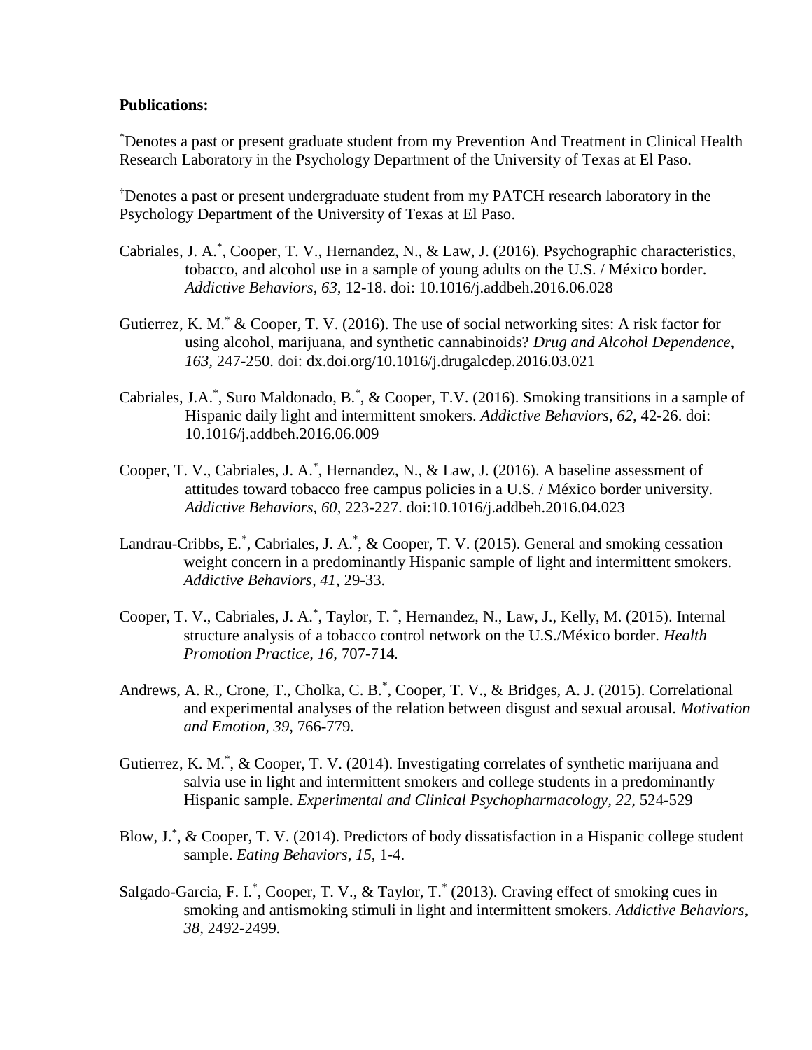**Publications:**

[*]Denotes a past or present graduate student from my Prevention And Treatment in Clinical Health Research Laboratory in the Psychology Department of the University of Texas at El Paso.

[†]Denotes a past or present undergraduate student from my PATCH research laboratory in the Psychology Department of the University of Texas at El Paso.

Cabriales, J. A.[*], Cooper, T. V., Hernandez, N., & Law, J. (2016). Psychographic characteristics, tobacco, and alcohol use in a sample of young adults on the U.S. / México border. *Addictive Behaviors, 63,* 12-18. doi: 10.1016/j.addbeh.2016.06.028

Gutierrez, K. M.[*] & Cooper, T. V. (2016). The use of social networking sites: A risk factor for using alcohol, marijuana, and synthetic cannabinoids? *Drug and Alcohol Dependence, 163,* 247-250. doi: dx.doi.org/10.1016/j.drugalcdep.2016.03.021

Cabriales, J.A.[*], Suro Maldonado, B.[*], & Cooper, T.V. (2016). Smoking transitions in a sample of Hispanic daily light and intermittent smokers. *Addictive Behaviors, 62,* 42-26. doi: 10.1016/j.addbeh.2016.06.009

Cooper, T. V., Cabriales, J. A.[*], Hernandez, N., & Law, J. (2016). A baseline assessment of attitudes toward tobacco free campus policies in a U.S. / México border university. *Addictive Behaviors, 60*, 223-227. doi:10.1016/j.addbeh.2016.04.023

Landrau-Cribbs, E.[*], Cabriales, J. A.[*], & Cooper, T. V. (2015). General and smoking cessation weight concern in a predominantly Hispanic sample of light and intermittent smokers. *Addictive Behaviors, 41,* 29-33.

Cooper, T. V., Cabriales, J. A.[*], Taylor, T. [*], Hernandez, N., Law, J., Kelly, M. (2015). Internal structure analysis of a tobacco control network on the U.S./México border. *Health Promotion Practice, 16,* 707-714*.*

Andrews, A. R., Crone, T., Cholka, C. B.[*], Cooper, T. V., & Bridges, A. J. (2015). Correlational and experimental analyses of the relation between disgust and sexual arousal. *Motivation and Emotion, 39,* 766-779.

Gutierrez, K. M.[*], & Cooper, T. V. (2014). Investigating correlates of synthetic marijuana and salvia use in light and intermittent smokers and college students in a predominantly Hispanic sample. *Experimental and Clinical Psychopharmacology, 22,* 524-529

Blow, J.[*], & Cooper, T. V. (2014). Predictors of body dissatisfaction in a Hispanic college student sample. *Eating Behaviors, 15,* 1-4.

Salgado-Garcia, F. I.[*], Cooper, T. V., & Taylor, T.[*] (2013). Craving effect of smoking cues in smoking and antismoking stimuli in light and intermittent smokers. *Addictive Behaviors, 38,* 2492-2499*.*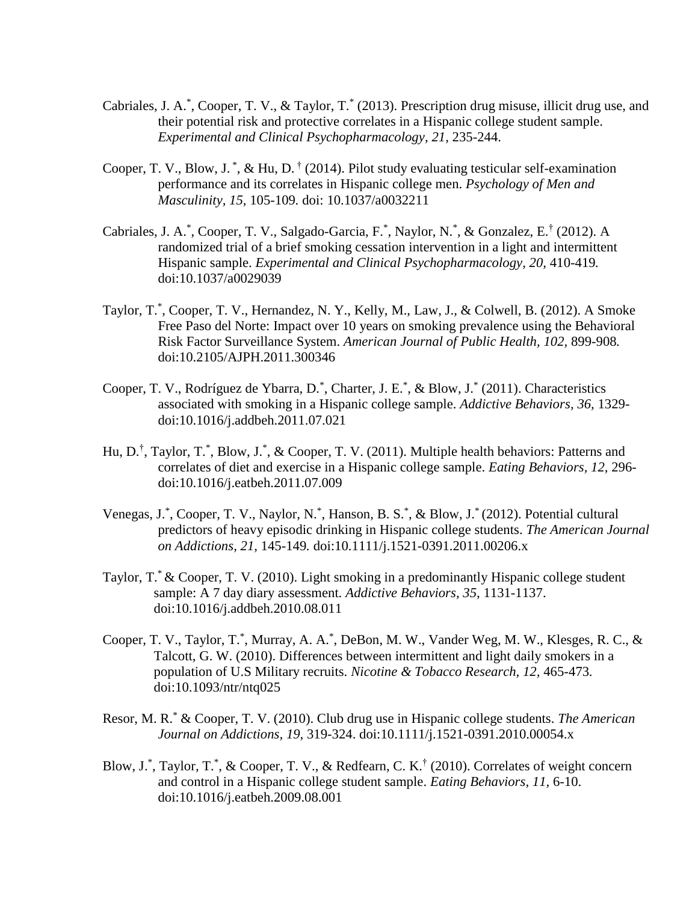Cabriales, J. A.[*], Cooper, T. V., & Taylor, T.[*] (2013). Prescription drug misuse, illicit drug use, and their potential risk and protective correlates in a Hispanic college student sample. *Experimental and Clinical Psychopharmacology, 21,* 235-244.

Cooper, T. V., Blow, J.[*], & Hu, D.[†] (2014). Pilot study evaluating testicular self-examination performance and its correlates in Hispanic college men. *Psychology of Men and Masculinity, 15,* 105-109. doi: 10.1037/a0032211

Cabriales, J. A.[*], Cooper, T. V., Salgado-Garcia, F.[*], Naylor, N.[*], & Gonzalez, E.[†] (2012). A randomized trial of a brief smoking cessation intervention in a light and intermittent Hispanic sample. *Experimental and Clinical Psychopharmacology, 20,* 410-419. doi:10.1037/a0029039

Taylor, T.[*], Cooper, T. V., Hernandez, N. Y., Kelly, M., Law, J., & Colwell, B. (2012). A Smoke Free Paso del Norte: Impact over 10 years on smoking prevalence using the Behavioral Risk Factor Surveillance System. *American Journal of Public Health, 102,* 899-908. doi:10.2105/AJPH.2011.300346

Cooper, T. V., Rodríguez de Ybarra, D.[*], Charter, J. E.[*], & Blow, J.[*] (2011). Characteristics associated with smoking in a Hispanic college sample. *Addictive Behaviors, 36,* 1329- doi:10.1016/j.addbeh.2011.07.021

Hu, D.[†], Taylor, T.[*], Blow, J.[*], & Cooper, T. V. (2011). Multiple health behaviors: Patterns and correlates of diet and exercise in a Hispanic college sample. *Eating Behaviors, 12,* 296- doi:10.1016/j.eatbeh.2011.07.009

Venegas, J.[*], Cooper, T. V., Naylor, N.[*], Hanson, B. S.[*], & Blow, J.[*] (2012). Potential cultural predictors of heavy episodic drinking in Hispanic college students. *The American Journal on Addictions, 21,* 145-149. doi:10.1111/j.1521-0391.2011.00206.x

Taylor, T.[*] & Cooper, T. V. (2010). Light smoking in a predominantly Hispanic college student sample: A 7 day diary assessment. *Addictive Behaviors, 35,* 1131-1137. doi:10.1016/j.addbeh.2010.08.011

Cooper, T. V., Taylor, T.[*], Murray, A. A.[*], DeBon, M. W., Vander Weg, M. W., Klesges, R. C., & Talcott, G. W. (2010). Differences between intermittent and light daily smokers in a population of U.S Military recruits. *Nicotine & Tobacco Research, 12,* 465-473. doi:10.1093/ntr/ntq025

Resor, M. R.[*] & Cooper, T. V. (2010). Club drug use in Hispanic college students. *The American Journal on Addictions*, *19,* 319-324. doi:10.1111/j.1521-0391.2010.00054.x

Blow, J.[*], Taylor, T.[*], & Cooper, T. V., & Redfearn, C. K.[†] (2010). Correlates of weight concern and control in a Hispanic college student sample. *Eating Behaviors, 11,* 6-10. doi:10.1016/j.eatbeh.2009.08.001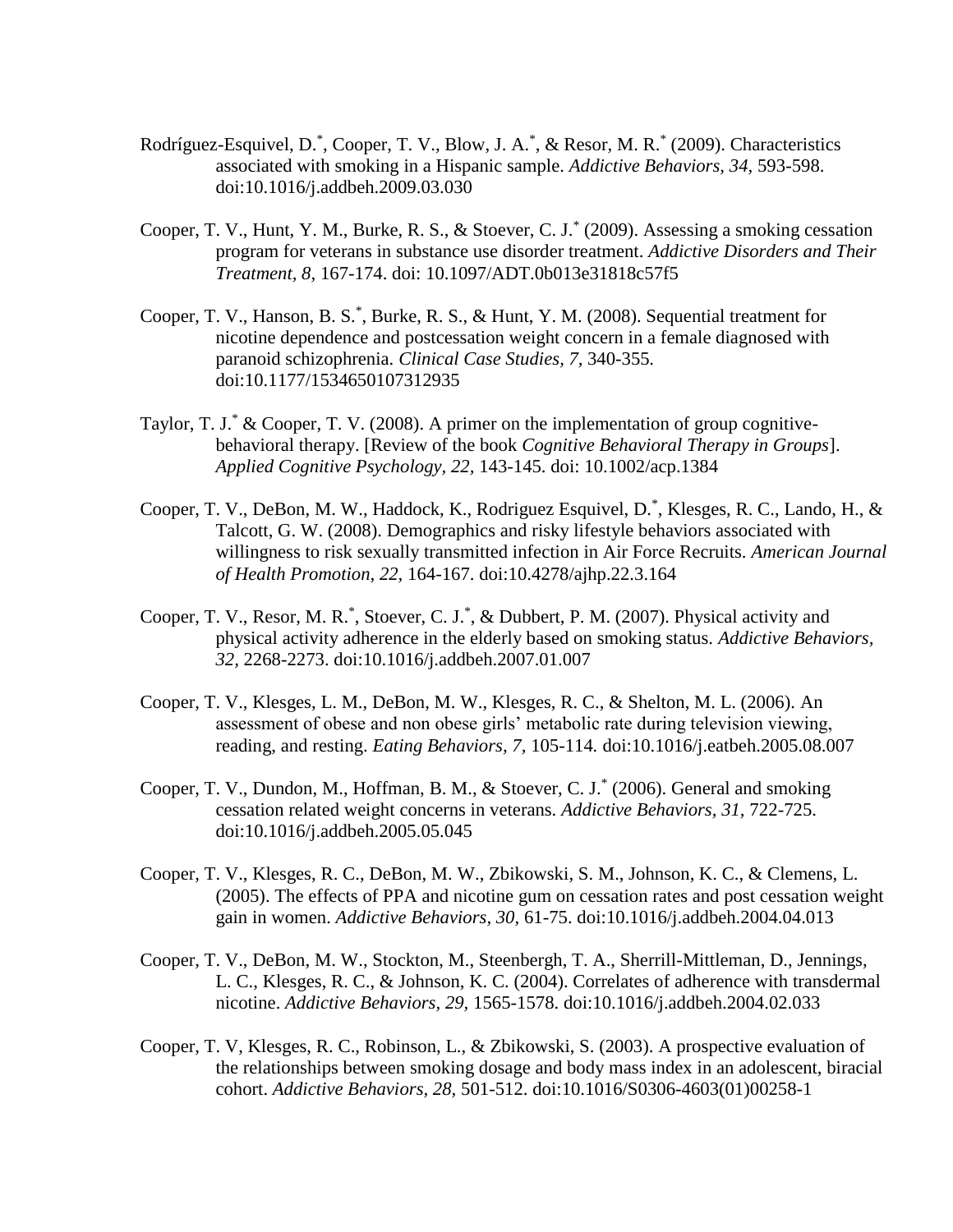Rodríguez-Esquivel, D.*, Cooper, T. V., Blow, J. A.*, & Resor, M. R.* (2009). Characteristics associated with smoking in a Hispanic sample. *Addictive Behaviors, 34,* 593-598. doi:10.1016/j.addbeh.2009.03.030

Cooper, T. V., Hunt, Y. M., Burke, R. S., & Stoever, C. J.* (2009). Assessing a smoking cessation program for veterans in substance use disorder treatment. *Addictive Disorders and Their Treatment, 8,* 167-174. doi: 10.1097/ADT.0b013e31818c57f5

Cooper, T. V., Hanson, B. S.*, Burke, R. S., & Hunt, Y. M. (2008). Sequential treatment for nicotine dependence and postcessation weight concern in a female diagnosed with paranoid schizophrenia. *Clinical Case Studies, 7,* 340-355. doi:10.1177/1534650107312935

Taylor, T. J.* & Cooper, T. V. (2008). A primer on the implementation of group cognitive-behavioral therapy. [Review of the book *Cognitive Behavioral Therapy in Groups*]. *Applied Cognitive Psychology, 22,* 143-145. doi: 10.1002/acp.1384

Cooper, T. V., DeBon, M. W., Haddock, K., Rodriguez Esquivel, D.*, Klesges, R. C., Lando, H., & Talcott, G. W. (2008). Demographics and risky lifestyle behaviors associated with willingness to risk sexually transmitted infection in Air Force Recruits. *American Journal of Health Promotion, 22,* 164-167. doi:10.4278/ajhp.22.3.164

Cooper, T. V., Resor, M. R.*, Stoever, C. J.*, & Dubbert, P. M. (2007). Physical activity and physical activity adherence in the elderly based on smoking status. *Addictive Behaviors, 32,* 2268-2273. doi:10.1016/j.addbeh.2007.01.007

Cooper, T. V., Klesges, L. M., DeBon, M. W., Klesges, R. C., & Shelton, M. L. (2006). An assessment of obese and non obese girls' metabolic rate during television viewing, reading, and resting. *Eating Behaviors, 7,* 105-114. doi:10.1016/j.eatbeh.2005.08.007

Cooper, T. V., Dundon, M., Hoffman, B. M., & Stoever, C. J.* (2006). General and smoking cessation related weight concerns in veterans. *Addictive Behaviors, 31,* 722-725. doi:10.1016/j.addbeh.2005.05.045

Cooper, T. V., Klesges, R. C., DeBon, M. W., Zbikowski, S. M., Johnson, K. C., & Clemens, L. (2005). The effects of PPA and nicotine gum on cessation rates and post cessation weight gain in women. *Addictive Behaviors, 30,* 61-75. doi:10.1016/j.addbeh.2004.04.013

Cooper, T. V., DeBon, M. W., Stockton, M., Steenbergh, T. A., Sherrill-Mittleman, D., Jennings, L. C., Klesges, R. C., & Johnson, K. C. (2004). Correlates of adherence with transdermal nicotine. *Addictive Behaviors, 29,* 1565-1578. doi:10.1016/j.addbeh.2004.02.033

Cooper, T. V, Klesges, R. C., Robinson, L., & Zbikowski, S. (2003). A prospective evaluation of the relationships between smoking dosage and body mass index in an adolescent, biracial cohort. *Addictive Behaviors, 28,* 501-512. doi:10.1016/S0306-4603(01)00258-1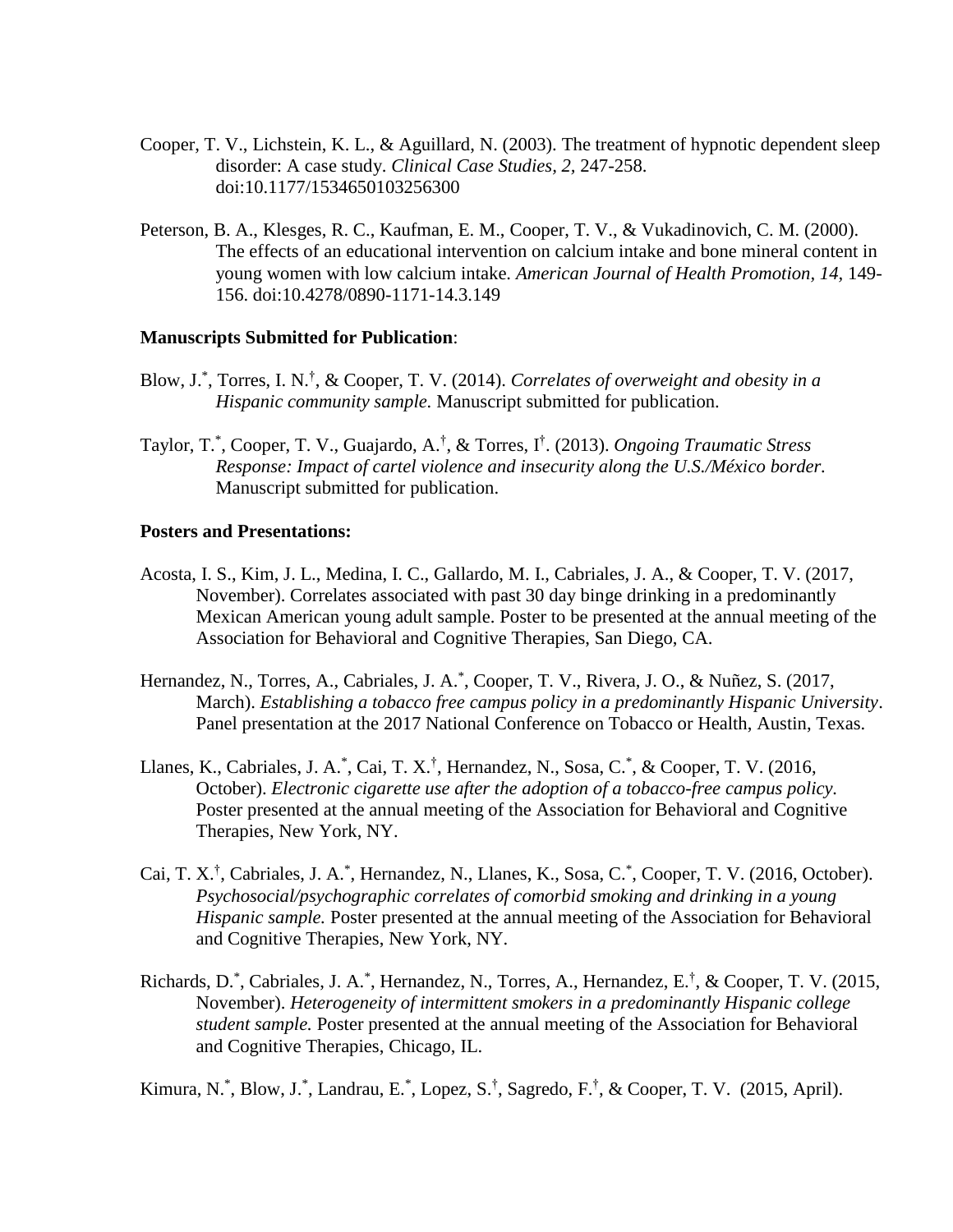Cooper, T. V., Lichstein, K. L., & Aguillard, N. (2003). The treatment of hypnotic dependent sleep disorder: A case study. *Clinical Case Studies, 2,* 247-258. doi:10.1177/1534650103256300

Peterson, B. A., Klesges, R. C., Kaufman, E. M., Cooper, T. V., & Vukadinovich, C. M. (2000). The effects of an educational intervention on calcium intake and bone mineral content in young women with low calcium intake. *American Journal of Health Promotion, 14,* 149-156. doi:10.4278/0890-1171-14.3.149

**Manuscripts Submitted for Publication**:

Blow, J.*, Torres, I. N.†, & Cooper, T. V. (2014). *Correlates of overweight and obesity in a Hispanic community sample.* Manuscript submitted for publication.

Taylor, T.*, Cooper, T. V., Guajardo, A.†, & Torres, I†. (2013). *Ongoing Traumatic Stress Response: Impact of cartel violence and insecurity along the U.S./México border.* Manuscript submitted for publication.

**Posters and Presentations:**

Acosta, I. S., Kim, J. L., Medina, I. C., Gallardo, M. I., Cabriales, J. A., & Cooper, T. V. (2017, November). Correlates associated with past 30 day binge drinking in a predominantly Mexican American young adult sample. Poster to be presented at the annual meeting of the Association for Behavioral and Cognitive Therapies, San Diego, CA.

Hernandez, N., Torres, A., Cabriales, J. A.*, Cooper, T. V., Rivera, J. O., & Nuñez, S. (2017, March). *Establishing a tobacco free campus policy in a predominantly Hispanic University*. Panel presentation at the 2017 National Conference on Tobacco or Health, Austin, Texas.

Llanes, K., Cabriales, J. A.*, Cai, T. X.†, Hernandez, N., Sosa, C.*, & Cooper, T. V. (2016, October). *Electronic cigarette use after the adoption of a tobacco-free campus policy.* Poster presented at the annual meeting of the Association for Behavioral and Cognitive Therapies, New York, NY.

Cai, T. X.†, Cabriales, J. A.*, Hernandez, N., Llanes, K., Sosa, C.*, Cooper, T. V. (2016, October). *Psychosocial/psychographic correlates of comorbid smoking and drinking in a young Hispanic sample.* Poster presented at the annual meeting of the Association for Behavioral and Cognitive Therapies, New York, NY.

Richards, D.*, Cabriales, J. A.*, Hernandez, N., Torres, A., Hernandez, E.†, & Cooper, T. V. (2015, November). *Heterogeneity of intermittent smokers in a predominantly Hispanic college student sample.* Poster presented at the annual meeting of the Association for Behavioral and Cognitive Therapies, Chicago, IL.

Kimura, N.*, Blow, J.*, Landrau, E.*, Lopez, S.†, Sagredo, F.†, & Cooper, T. V. (2015, April).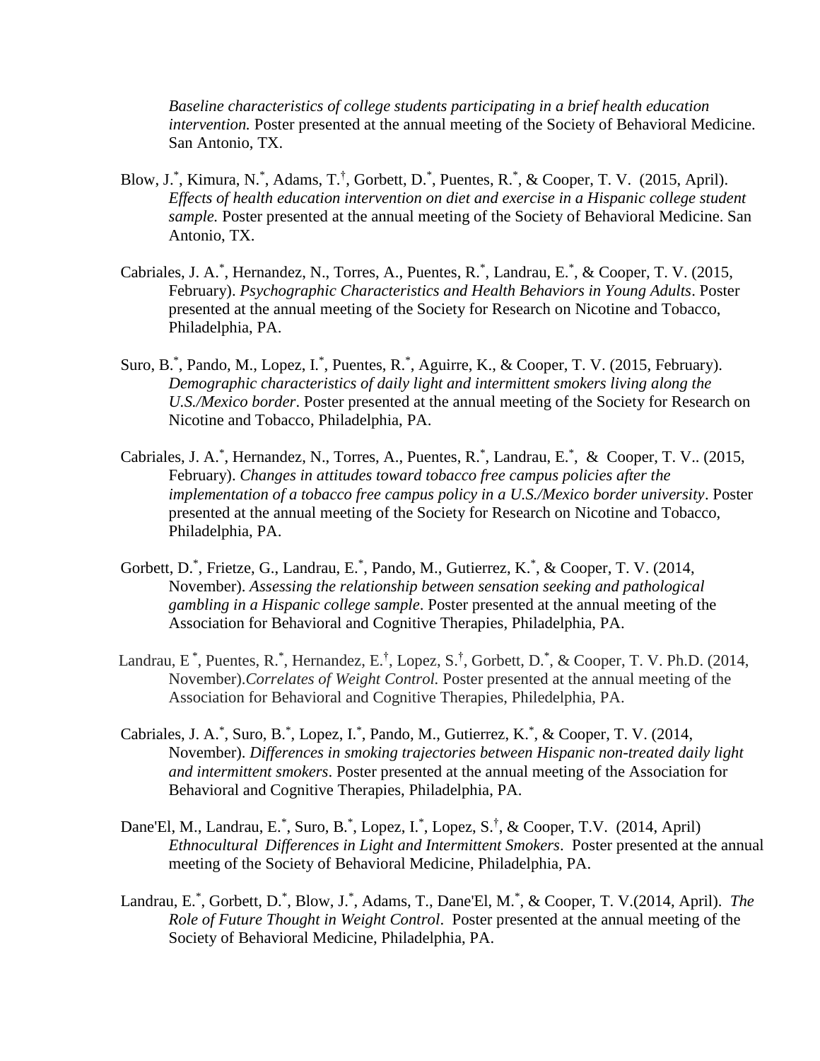*Baseline characteristics of college students participating in a brief health education intervention.* Poster presented at the annual meeting of the Society of Behavioral Medicine. San Antonio, TX.

Blow, J.[*], Kimura, N.[*], Adams, T.[†], Gorbett, D.[*], Puentes, R.[*], & Cooper, T. V. (2015, April). *Effects of health education intervention on diet and exercise in a Hispanic college student sample.* Poster presented at the annual meeting of the Society of Behavioral Medicine. San Antonio, TX.

Cabriales, J. A.[*], Hernandez, N., Torres, A., Puentes, R.[*], Landrau, E.[*], & Cooper, T. V. (2015, February). *Psychographic Characteristics and Health Behaviors in Young Adults*. Poster presented at the annual meeting of the Society for Research on Nicotine and Tobacco, Philadelphia, PA.

Suro, B.[*], Pando, M., Lopez, I.[*], Puentes, R.[*], Aguirre, K., & Cooper, T. V. (2015, February). *Demographic characteristics of daily light and intermittent smokers living along the U.S./Mexico border*. Poster presented at the annual meeting of the Society for Research on Nicotine and Tobacco, Philadelphia, PA.

Cabriales, J. A.[*], Hernandez, N., Torres, A., Puentes, R.[*], Landrau, E.[*], & Cooper, T. V.. (2015, February). *Changes in attitudes toward tobacco free campus policies after the implementation of a tobacco free campus policy in a U.S./Mexico border university*. Poster presented at the annual meeting of the Society for Research on Nicotine and Tobacco, Philadelphia, PA.

Gorbett, D.[*], Frietze, G., Landrau, E.[*], Pando, M., Gutierrez, K.[*], & Cooper, T. V. (2014, November). *Assessing the relationship between sensation seeking and pathological gambling in a Hispanic college sample*. Poster presented at the annual meeting of the Association for Behavioral and Cognitive Therapies, Philadelphia, PA.

Landrau, E [*], Puentes, R.[*], Hernandez, E.[†], Lopez, S.[†], Gorbett, D.[*], & Cooper, T. V. Ph.D. (2014, November).*Correlates of Weight Control.* Poster presented at the annual meeting of the Association for Behavioral and Cognitive Therapies, Philedelphia, PA.

Cabriales, J. A.[*], Suro, B.[*], Lopez, I.[*], Pando, M., Gutierrez, K.[*], & Cooper, T. V. (2014, November). *Differences in smoking trajectories between Hispanic non-treated daily light and intermittent smokers*. Poster presented at the annual meeting of the Association for Behavioral and Cognitive Therapies, Philadelphia, PA.

Dane'El, M., Landrau, E.[*], Suro, B.[*], Lopez, I.[*], Lopez, S.[†], & Cooper, T.V. (2014, April) *Ethnocultural Differences in Light and Intermittent Smokers*. Poster presented at the annual meeting of the Society of Behavioral Medicine, Philadelphia, PA.

Landrau, E.[*], Gorbett, D.[*], Blow, J.[*], Adams, T., Dane'El, M.[*], & Cooper, T. V.(2014, April). *The Role of Future Thought in Weight Control*. Poster presented at the annual meeting of the Society of Behavioral Medicine, Philadelphia, PA.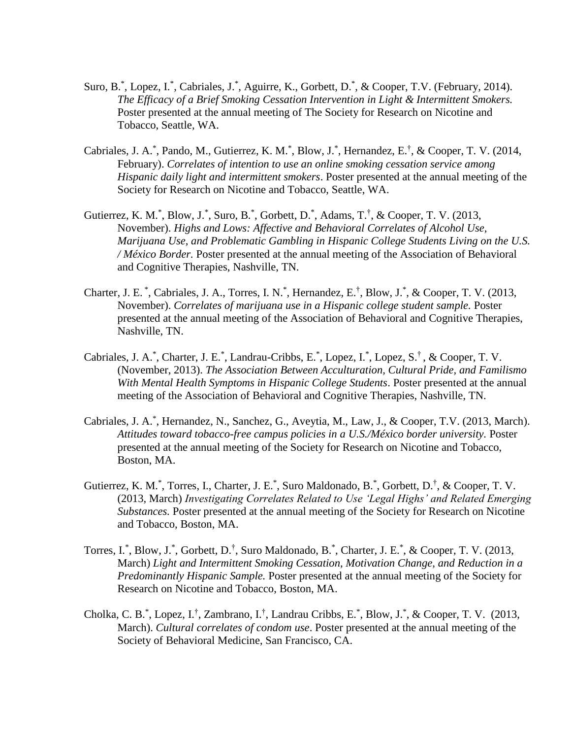Suro, B.[*], Lopez, I.[*], Cabriales, J.[*], Aguirre, K., Gorbett, D.[*], & Cooper, T.V. (February, 2014). *The Efficacy of a Brief Smoking Cessation Intervention in Light & Intermittent Smokers.* Poster presented at the annual meeting of The Society for Research on Nicotine and Tobacco, Seattle, WA.

Cabriales, J. A.[*], Pando, M., Gutierrez, K. M.[*], Blow, J.[*], Hernandez, E.[†], & Cooper, T. V. (2014, February). *Correlates of intention to use an online smoking cessation service among Hispanic daily light and intermittent smokers*. Poster presented at the annual meeting of the Society for Research on Nicotine and Tobacco, Seattle, WA.

Gutierrez, K. M.[*], Blow, J.[*], Suro, B.[*], Gorbett, D.[*], Adams, T.[†], & Cooper, T. V. (2013, November). *Highs and Lows: Affective and Behavioral Correlates of Alcohol Use, Marijuana Use, and Problematic Gambling in Hispanic College Students Living on the U.S. / México Border.* Poster presented at the annual meeting of the Association of Behavioral and Cognitive Therapies, Nashville, TN.

Charter, J. E. [*], Cabriales, J. A., Torres, I. N.[*], Hernandez, E.[†], Blow, J.[*], & Cooper, T. V. (2013, November). *Correlates of marijuana use in a Hispanic college student sample.* Poster presented at the annual meeting of the Association of Behavioral and Cognitive Therapies, Nashville, TN.

Cabriales, J. A.[*], Charter, J. E.[*], Landrau-Cribbs, E.[*], Lopez, I.[*], Lopez, S.[†] , & Cooper, T. V. (November, 2013). *The Association Between Acculturation, Cultural Pride, and Familismo With Mental Health Symptoms in Hispanic College Students*. Poster presented at the annual meeting of the Association of Behavioral and Cognitive Therapies, Nashville, TN.

Cabriales, J. A.[*], Hernandez, N., Sanchez, G., Aveytia, M., Law, J., & Cooper, T.V. (2013, March). *Attitudes toward tobacco-free campus policies in a U.S./México border university.* Poster presented at the annual meeting of the Society for Research on Nicotine and Tobacco, Boston, MA.

Gutierrez, K. M.[*], Torres, I., Charter, J. E.[*], Suro Maldonado, B.[*], Gorbett, D.[†], & Cooper, T. V. (2013, March) *Investigating Correlates Related to Use 'Legal Highs' and Related Emerging Substances.* Poster presented at the annual meeting of the Society for Research on Nicotine and Tobacco, Boston, MA.

Torres, I.[*], Blow, J.[*], Gorbett, D.[†], Suro Maldonado, B.[*], Charter, J. E.[*], & Cooper, T. V. (2013, March) *Light and Intermittent Smoking Cessation, Motivation Change, and Reduction in a Predominantly Hispanic Sample.* Poster presented at the annual meeting of the Society for Research on Nicotine and Tobacco, Boston, MA.

Cholka, C. B.[*], Lopez, I.[†], Zambrano, I.[†], Landrau Cribbs, E.[*], Blow, J.[*], & Cooper, T. V. (2013, March). *Cultural correlates of condom use*. Poster presented at the annual meeting of the Society of Behavioral Medicine, San Francisco, CA.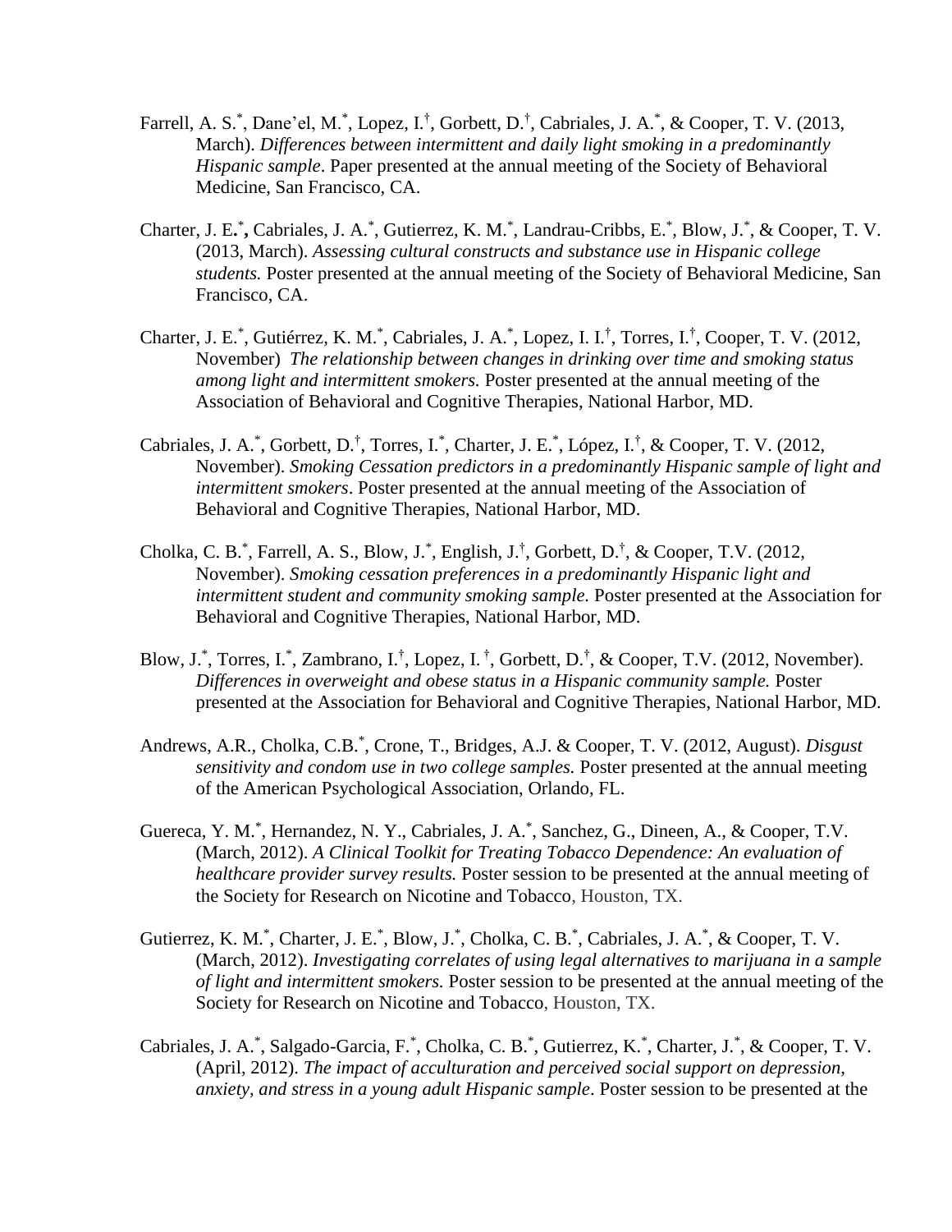Farrell, A. S.[*], Dane'el, M.[*], Lopez, I.[†], Gorbett, D.[†], Cabriales, J. A.[*], & Cooper, T. V. (2013, March). *Differences between intermittent and daily light smoking in a predominantly Hispanic sample*. Paper presented at the annual meeting of the Society of Behavioral Medicine, San Francisco, CA.

Charter, J. E.[*], Cabriales, J. A.[*], Gutierrez, K. M.[*], Landrau-Cribbs, E.[*], Blow, J.[*], & Cooper, T. V. (2013, March). *Assessing cultural constructs and substance use in Hispanic college students.* Poster presented at the annual meeting of the Society of Behavioral Medicine, San Francisco, CA.

Charter, J. E.[*], Gutiérrez, K. M.[*], Cabriales, J. A.[*], Lopez, I. I.[†], Torres, I.[†], Cooper, T. V. (2012, November) *The relationship between changes in drinking over time and smoking status among light and intermittent smokers.* Poster presented at the annual meeting of the Association of Behavioral and Cognitive Therapies, National Harbor, MD.

Cabriales, J. A.[*], Gorbett, D.[†], Torres, I.[*], Charter, J. E.[*], López, I.[†], & Cooper, T. V. (2012, November). *Smoking Cessation predictors in a predominantly Hispanic sample of light and intermittent smokers*. Poster presented at the annual meeting of the Association of Behavioral and Cognitive Therapies, National Harbor, MD.

Cholka, C. B.[*], Farrell, A. S., Blow, J.[*], English, J.[†], Gorbett, D.[†], & Cooper, T.V. (2012, November). *Smoking cessation preferences in a predominantly Hispanic light and intermittent student and community smoking sample.* Poster presented at the Association for Behavioral and Cognitive Therapies, National Harbor, MD.

Blow, J.[*], Torres, I.[*], Zambrano, I.[†], Lopez, I.[†], Gorbett, D.[†], & Cooper, T.V. (2012, November). *Differences in overweight and obese status in a Hispanic community sample.* Poster presented at the Association for Behavioral and Cognitive Therapies, National Harbor, MD.

Andrews, A.R., Cholka, C.B.[*], Crone, T., Bridges, A.J. & Cooper, T. V. (2012, August). *Disgust sensitivity and condom use in two college samples.* Poster presented at the annual meeting of the American Psychological Association, Orlando, FL.

Guereca, Y. M.[*], Hernandez, N. Y., Cabriales, J. A.[*], Sanchez, G., Dineen, A., & Cooper, T.V. (March, 2012). *A Clinical Toolkit for Treating Tobacco Dependence: An evaluation of healthcare provider survey results.* Poster session to be presented at the annual meeting of the Society for Research on Nicotine and Tobacco, Houston, TX.

Gutierrez, K. M.[*], Charter, J. E.[*], Blow, J.[*], Cholka, C. B.[*], Cabriales, J. A.[*], & Cooper, T. V. (March, 2012). *Investigating correlates of using legal alternatives to marijuana in a sample of light and intermittent smokers.* Poster session to be presented at the annual meeting of the Society for Research on Nicotine and Tobacco, Houston, TX.

Cabriales, J. A.[*], Salgado-Garcia, F.[*], Cholka, C. B.[*], Gutierrez, K.[*], Charter, J.[*], & Cooper, T. V. (April, 2012). *The impact of acculturation and perceived social support on depression, anxiety, and stress in a young adult Hispanic sample*. Poster session to be presented at the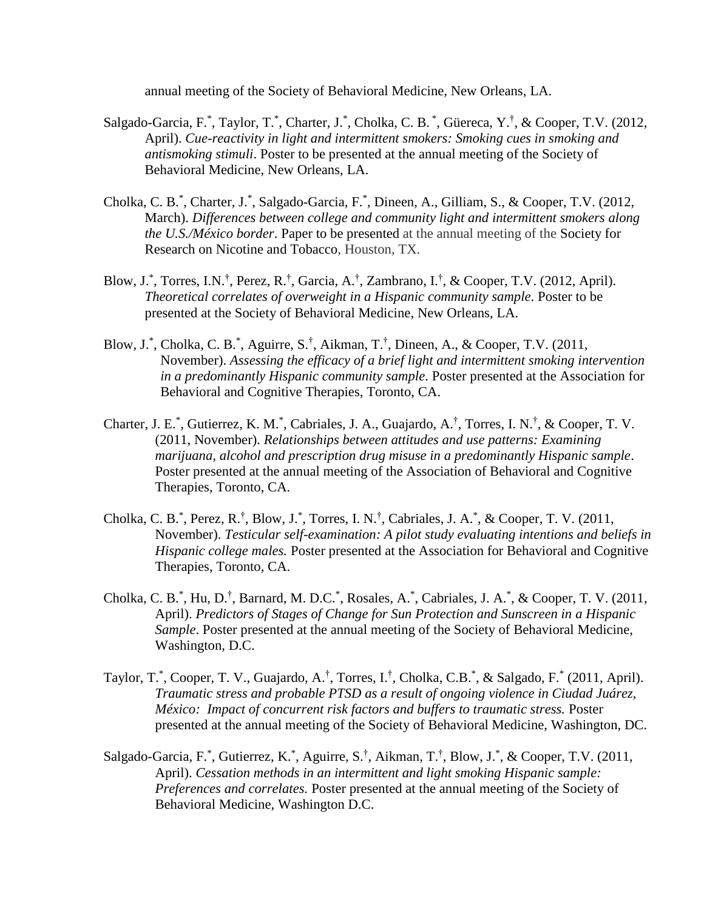annual meeting of the Society of Behavioral Medicine, New Orleans, LA.

Salgado-Garcia, F.[*], Taylor, T.[*], Charter, J.[*], Cholka, C. B. [*], Güereca, Y.[†], & Cooper, T.V. (2012, April). *Cue-reactivity in light and intermittent smokers: Smoking cues in smoking and antismoking stimuli*. Poster to be presented at the annual meeting of the Society of Behavioral Medicine, New Orleans, LA.

Cholka, C. B.[*], Charter, J.[*], Salgado-Garcia, F.[*], Dineen, A., Gilliam, S., & Cooper, T.V. (2012, March). *Differences between college and community light and intermittent smokers along the U.S./México border*. Paper to be presented at the annual meeting of the Society for Research on Nicotine and Tobacco, Houston, TX.

Blow, J.[*], Torres, I.N.[†], Perez, R.[†], Garcia, A.[†], Zambrano, I.[†], & Cooper, T.V. (2012, April). *Theoretical correlates of overweight in a Hispanic community sample*. Poster to be presented at the Society of Behavioral Medicine, New Orleans, LA.

Blow, J.[*], Cholka, C. B.[*], Aguirre, S.[†], Aikman, T.[†], Dineen, A., & Cooper, T.V. (2011, November). *Assessing the efficacy of a brief light and intermittent smoking intervention in a predominantly Hispanic community sample*. Poster presented at the Association for Behavioral and Cognitive Therapies, Toronto, CA.

Charter, J. E.[*], Gutierrez, K. M.[*], Cabriales, J. A., Guajardo, A.[†], Torres, I. N.[†], & Cooper, T. V. (2011, November). *Relationships between attitudes and use patterns: Examining marijuana, alcohol and prescription drug misuse in a predominantly Hispanic sample*. Poster presented at the annual meeting of the Association of Behavioral and Cognitive Therapies, Toronto, CA.

Cholka, C. B.[*], Perez, R.[†], Blow, J.[*], Torres, I. N.[†], Cabriales, J. A.[*], & Cooper, T. V. (2011, November). *Testicular self-examination: A pilot study evaluating intentions and beliefs in Hispanic college males.* Poster presented at the Association for Behavioral and Cognitive Therapies, Toronto, CA.

Cholka, C. B.[*], Hu, D.[†], Barnard, M. D.C.[*], Rosales, A.[*], Cabriales, J. A.[*], & Cooper, T. V. (2011, April). *Predictors of Stages of Change for Sun Protection and Sunscreen in a Hispanic Sample*. Poster presented at the annual meeting of the Society of Behavioral Medicine, Washington, D.C.

Taylor, T.[*], Cooper, T. V., Guajardo, A.[†], Torres, I.[†], Cholka, C.B.[*], & Salgado, F.[*] (2011, April). *Traumatic stress and probable PTSD as a result of ongoing violence in Ciudad Juárez, México: Impact of concurrent risk factors and buffers to traumatic stress.* Poster presented at the annual meeting of the Society of Behavioral Medicine, Washington, DC.

Salgado-Garcia, F.[*], Gutierrez, K.[*], Aguirre, S.[†], Aikman, T.[†], Blow, J.[*], & Cooper, T.V. (2011, April). *Cessation methods in an intermittent and light smoking Hispanic sample: Preferences and correlates.* Poster presented at the annual meeting of the Society of Behavioral Medicine, Washington D.C.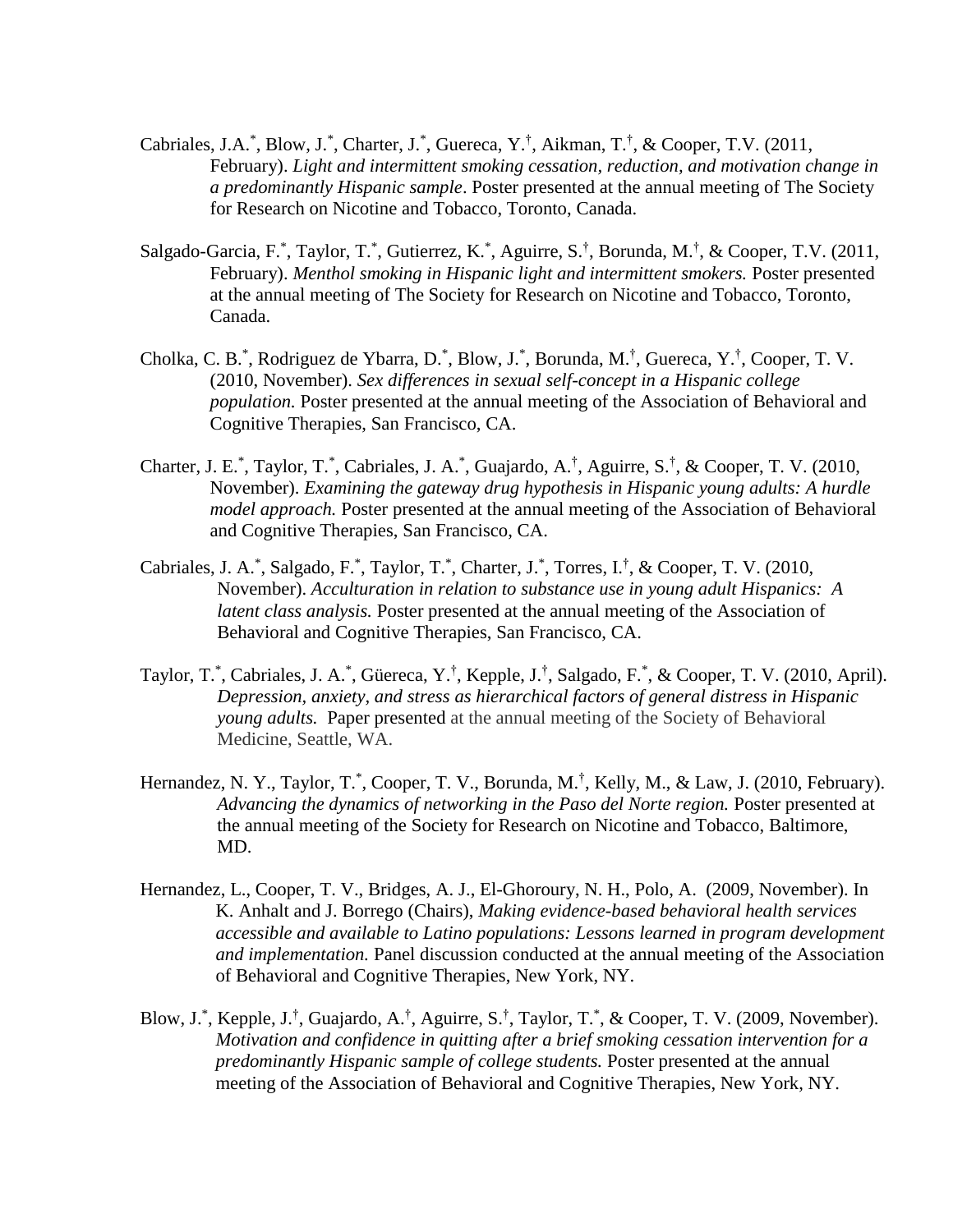Cabriales, J.A.[*], Blow, J.[*], Charter, J.[*], Guereca, Y.[†], Aikman, T.[†], & Cooper, T.V. (2011, February). *Light and intermittent smoking cessation, reduction, and motivation change in a predominantly Hispanic sample*. Poster presented at the annual meeting of The Society for Research on Nicotine and Tobacco, Toronto, Canada.

Salgado-Garcia, F.[*], Taylor, T.[*], Gutierrez, K.[*], Aguirre, S.[†], Borunda, M.[†], & Cooper, T.V. (2011, February). *Menthol smoking in Hispanic light and intermittent smokers.* Poster presented at the annual meeting of The Society for Research on Nicotine and Tobacco, Toronto, Canada.

Cholka, C. B.[*], Rodriguez de Ybarra, D.[*], Blow, J.[*], Borunda, M.[†], Guereca, Y.[†], Cooper, T. V. (2010, November). *Sex differences in sexual self-concept in a Hispanic college population.* Poster presented at the annual meeting of the Association of Behavioral and Cognitive Therapies, San Francisco, CA.

Charter, J. E.[*], Taylor, T.[*], Cabriales, J. A.[*], Guajardo, A.[†], Aguirre, S.[†], & Cooper, T. V. (2010, November). *Examining the gateway drug hypothesis in Hispanic young adults: A hurdle model approach.* Poster presented at the annual meeting of the Association of Behavioral and Cognitive Therapies, San Francisco, CA.

Cabriales, J. A.[*], Salgado, F.[*], Taylor, T.[*], Charter, J.[*], Torres, I.[†], & Cooper, T. V. (2010, November). *Acculturation in relation to substance use in young adult Hispanics: A latent class analysis.* Poster presented at the annual meeting of the Association of Behavioral and Cognitive Therapies, San Francisco, CA.

Taylor, T.[*], Cabriales, J. A.[*], Güereca, Y.[†], Kepple, J.[†], Salgado, F.[*], & Cooper, T. V. (2010, April). *Depression, anxiety, and stress as hierarchical factors of general distress in Hispanic young adults.* Paper presented at the annual meeting of the Society of Behavioral Medicine, Seattle, WA.

Hernandez, N. Y., Taylor, T.[*], Cooper, T. V., Borunda, M.[†], Kelly, M., & Law, J. (2010, February). *Advancing the dynamics of networking in the Paso del Norte region.* Poster presented at the annual meeting of the Society for Research on Nicotine and Tobacco, Baltimore, MD.

Hernandez, L., Cooper, T. V., Bridges, A. J., El-Ghoroury, N. H., Polo, A. (2009, November). In K. Anhalt and J. Borrego (Chairs), *Making evidence-based behavioral health services accessible and available to Latino populations: Lessons learned in program development and implementation.* Panel discussion conducted at the annual meeting of the Association of Behavioral and Cognitive Therapies, New York, NY.

Blow, J.[*], Kepple, J.[†], Guajardo, A.[†], Aguirre, S.[†], Taylor, T.[*], & Cooper, T. V. (2009, November). *Motivation and confidence in quitting after a brief smoking cessation intervention for a predominantly Hispanic sample of college students.* Poster presented at the annual meeting of the Association of Behavioral and Cognitive Therapies, New York, NY.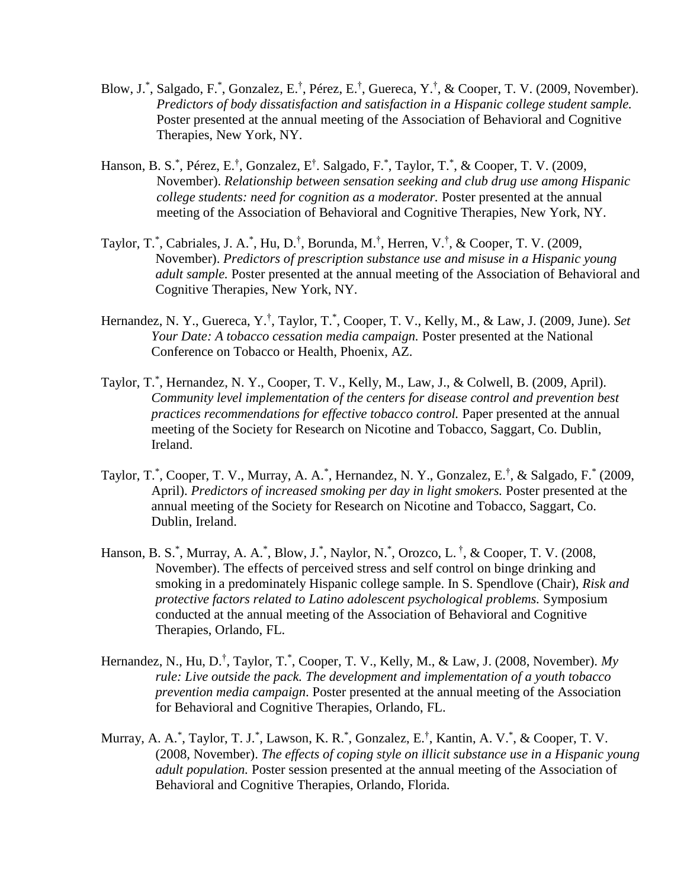Blow, J.*, Salgado, F.*, Gonzalez, E.†, Pérez, E.†, Guereca, Y.†, & Cooper, T. V. (2009, November). *Predictors of body dissatisfaction and satisfaction in a Hispanic college student sample.* Poster presented at the annual meeting of the Association of Behavioral and Cognitive Therapies, New York, NY.

Hanson, B. S.*, Pérez, E.†, Gonzalez, E†. Salgado, F.*, Taylor, T.*, & Cooper, T. V. (2009, November). *Relationship between sensation seeking and club drug use among Hispanic college students: need for cognition as a moderator.* Poster presented at the annual meeting of the Association of Behavioral and Cognitive Therapies, New York, NY.

Taylor, T.*, Cabriales, J. A.*, Hu, D.†, Borunda, M.†, Herren, V.†, & Cooper, T. V. (2009, November). *Predictors of prescription substance use and misuse in a Hispanic young adult sample.* Poster presented at the annual meeting of the Association of Behavioral and Cognitive Therapies, New York, NY.

Hernandez, N. Y., Guereca, Y.†, Taylor, T.*, Cooper, T. V., Kelly, M., & Law, J. (2009, June). *Set Your Date: A tobacco cessation media campaign.* Poster presented at the National Conference on Tobacco or Health, Phoenix, AZ.

Taylor, T.*, Hernandez, N. Y., Cooper, T. V., Kelly, M., Law, J., & Colwell, B. (2009, April). *Community level implementation of the centers for disease control and prevention best practices recommendations for effective tobacco control.* Paper presented at the annual meeting of the Society for Research on Nicotine and Tobacco, Saggart, Co. Dublin, Ireland.

Taylor, T.*, Cooper, T. V., Murray, A. A.*, Hernandez, N. Y., Gonzalez, E.†, & Salgado, F.* (2009, April). *Predictors of increased smoking per day in light smokers.* Poster presented at the annual meeting of the Society for Research on Nicotine and Tobacco, Saggart, Co. Dublin, Ireland.

Hanson, B. S.*, Murray, A. A.*, Blow, J.*, Naylor, N.*, Orozco, L. †, & Cooper, T. V. (2008, November). The effects of perceived stress and self control on binge drinking and smoking in a predominately Hispanic college sample. In S. Spendlove (Chair), *Risk and protective factors related to Latino adolescent psychological problems.* Symposium conducted at the annual meeting of the Association of Behavioral and Cognitive Therapies, Orlando, FL.

Hernandez, N., Hu, D.†, Taylor, T.*, Cooper, T. V., Kelly, M., & Law, J. (2008, November). *My rule: Live outside the pack. The development and implementation of a youth tobacco prevention media campaign.* Poster presented at the annual meeting of the Association for Behavioral and Cognitive Therapies, Orlando, FL.

Murray, A. A.*, Taylor, T. J.*, Lawson, K. R.*, Gonzalez, E.†, Kantin, A. V.*, & Cooper, T. V. (2008, November). *The effects of coping style on illicit substance use in a Hispanic young adult population.* Poster session presented at the annual meeting of the Association of Behavioral and Cognitive Therapies, Orlando, Florida.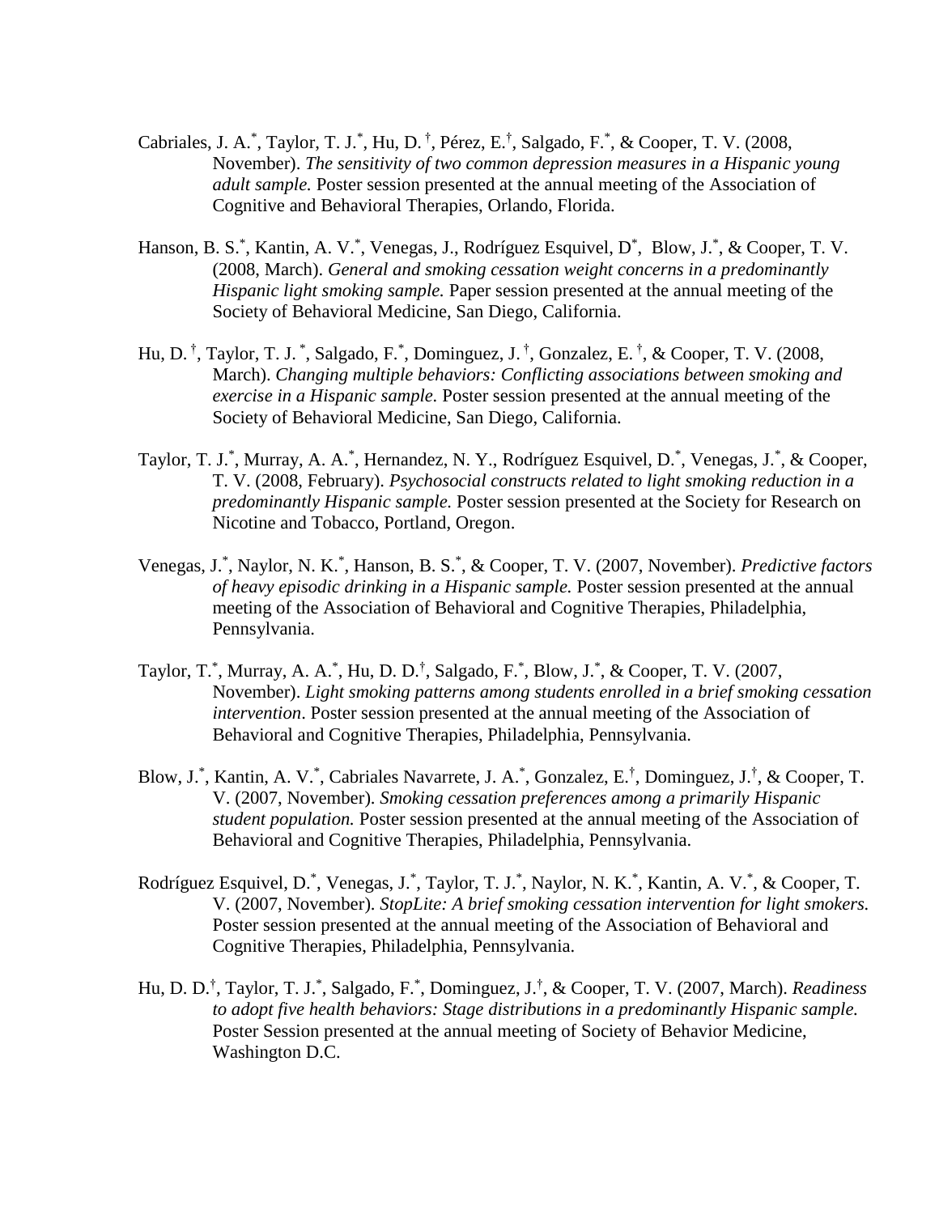Cabriales, J. A.[*], Taylor, T. J.[*], Hu, D. [†], Pérez, E.[†], Salgado, F.[*], & Cooper, T. V. (2008, November). *The sensitivity of two common depression measures in a Hispanic young adult sample.* Poster session presented at the annual meeting of the Association of Cognitive and Behavioral Therapies, Orlando, Florida.

Hanson, B. S.[*], Kantin, A. V.[*], Venegas, J., Rodríguez Esquivel, D[*], Blow, J.[*], & Cooper, T. V. (2008, March). *General and smoking cessation weight concerns in a predominantly Hispanic light smoking sample.* Paper session presented at the annual meeting of the Society of Behavioral Medicine, San Diego, California.

Hu, D. [†], Taylor, T. J. [*], Salgado, F.[*], Dominguez, J. [†], Gonzalez, E. [†], & Cooper, T. V. (2008, March). *Changing multiple behaviors: Conflicting associations between smoking and exercise in a Hispanic sample.* Poster session presented at the annual meeting of the Society of Behavioral Medicine, San Diego, California.

Taylor, T. J.[*], Murray, A. A.[*], Hernandez, N. Y., Rodríguez Esquivel, D.[*], Venegas, J.[*], & Cooper, T. V. (2008, February). *Psychosocial constructs related to light smoking reduction in a predominantly Hispanic sample.* Poster session presented at the Society for Research on Nicotine and Tobacco, Portland, Oregon.

Venegas, J.[*], Naylor, N. K.[*], Hanson, B. S.[*], & Cooper, T. V. (2007, November). *Predictive factors of heavy episodic drinking in a Hispanic sample.* Poster session presented at the annual meeting of the Association of Behavioral and Cognitive Therapies, Philadelphia, Pennsylvania.

Taylor, T.[*], Murray, A. A.[*], Hu, D. D.[†], Salgado, F.[*], Blow, J.[*], & Cooper, T. V. (2007, November). *Light smoking patterns among students enrolled in a brief smoking cessation intervention*. Poster session presented at the annual meeting of the Association of Behavioral and Cognitive Therapies, Philadelphia, Pennsylvania.

Blow, J.[*], Kantin, A. V.[*], Cabriales Navarrete, J. A.[*], Gonzalez, E.[†], Dominguez, J.[†], & Cooper, T. V. (2007, November). *Smoking cessation preferences among a primarily Hispanic student population.* Poster session presented at the annual meeting of the Association of Behavioral and Cognitive Therapies, Philadelphia, Pennsylvania.

Rodríguez Esquivel, D.[*], Venegas, J.[*], Taylor, T. J.[*], Naylor, N. K.[*], Kantin, A. V.[*], & Cooper, T. V. (2007, November). *StopLite: A brief smoking cessation intervention for light smokers.* Poster session presented at the annual meeting of the Association of Behavioral and Cognitive Therapies, Philadelphia, Pennsylvania.

Hu, D. D.[†], Taylor, T. J.[*], Salgado, F.[*], Dominguez, J.[†], & Cooper, T. V. (2007, March). *Readiness to adopt five health behaviors: Stage distributions in a predominantly Hispanic sample.* Poster Session presented at the annual meeting of Society of Behavior Medicine, Washington D.C.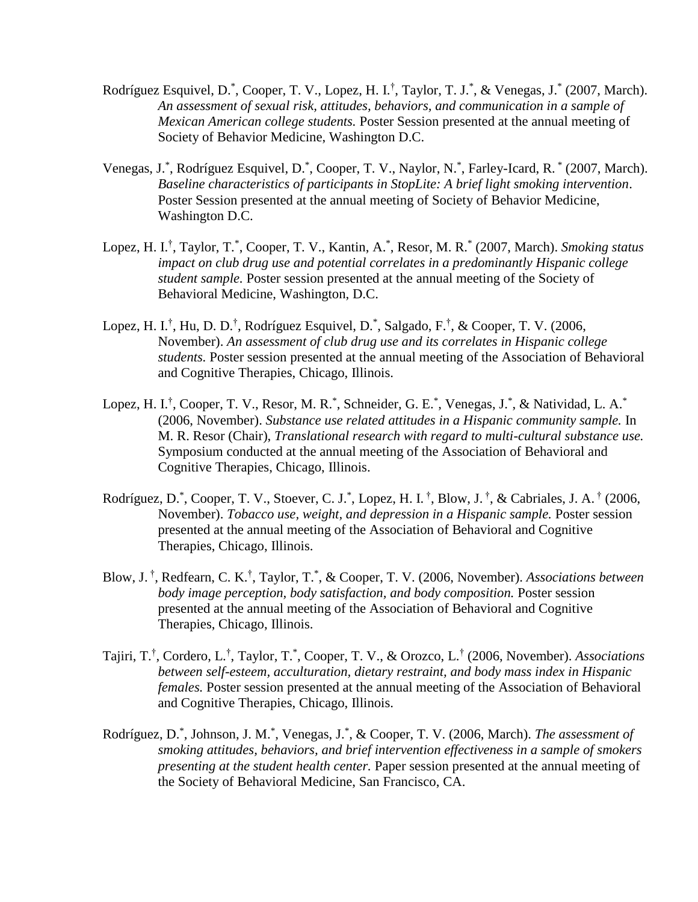Rodríguez Esquivel, D.[*], Cooper, T. V., Lopez, H. I.[†], Taylor, T. J.[*], & Venegas, J.[*] (2007, March). *An assessment of sexual risk, attitudes, behaviors, and communication in a sample of Mexican American college students.* Poster Session presented at the annual meeting of Society of Behavior Medicine, Washington D.C.

Venegas, J.[*], Rodríguez Esquivel, D.[*], Cooper, T. V., Naylor, N.[*], Farley-Icard, R.[*] (2007, March). *Baseline characteristics of participants in StopLite: A brief light smoking intervention*. Poster Session presented at the annual meeting of Society of Behavior Medicine, Washington D.C.

Lopez, H. I.[†], Taylor, T.[*], Cooper, T. V., Kantin, A.[*], Resor, M. R.[*] (2007, March). *Smoking status impact on club drug use and potential correlates in a predominantly Hispanic college student sample.* Poster session presented at the annual meeting of the Society of Behavioral Medicine, Washington, D.C.

Lopez, H. I.[†], Hu, D. D.[†], Rodríguez Esquivel, D.[*], Salgado, F.[†], & Cooper, T. V. (2006, November). *An assessment of club drug use and its correlates in Hispanic college students.* Poster session presented at the annual meeting of the Association of Behavioral and Cognitive Therapies, Chicago, Illinois.

Lopez, H. I.[†], Cooper, T. V., Resor, M. R.[*], Schneider, G. E.[*], Venegas, J.[*], & Natividad, L. A.[*] (2006, November). *Substance use related attitudes in a Hispanic community sample.* In M. R. Resor (Chair), *Translational research with regard to multi-cultural substance use.* Symposium conducted at the annual meeting of the Association of Behavioral and Cognitive Therapies, Chicago, Illinois.

Rodríguez, D.[*], Cooper, T. V., Stoever, C. J.[*], Lopez, H. I.[†], Blow, J.[†], & Cabriales, J. A.[†] (2006, November). *Tobacco use, weight, and depression in a Hispanic sample.* Poster session presented at the annual meeting of the Association of Behavioral and Cognitive Therapies, Chicago, Illinois.

Blow, J.[†], Redfearn, C. K.[†], Taylor, T.[*], & Cooper, T. V. (2006, November). *Associations between body image perception, body satisfaction, and body composition.* Poster session presented at the annual meeting of the Association of Behavioral and Cognitive Therapies, Chicago, Illinois.

Tajiri, T.[†], Cordero, L.[†], Taylor, T.[*], Cooper, T. V., & Orozco, L.[†] (2006, November). *Associations between self-esteem, acculturation, dietary restraint, and body mass index in Hispanic females.* Poster session presented at the annual meeting of the Association of Behavioral and Cognitive Therapies, Chicago, Illinois.

Rodríguez, D.[*], Johnson, J. M.[*], Venegas, J.[*], & Cooper, T. V. (2006, March). *The assessment of smoking attitudes, behaviors, and brief intervention effectiveness in a sample of smokers presenting at the student health center.* Paper session presented at the annual meeting of the Society of Behavioral Medicine, San Francisco, CA.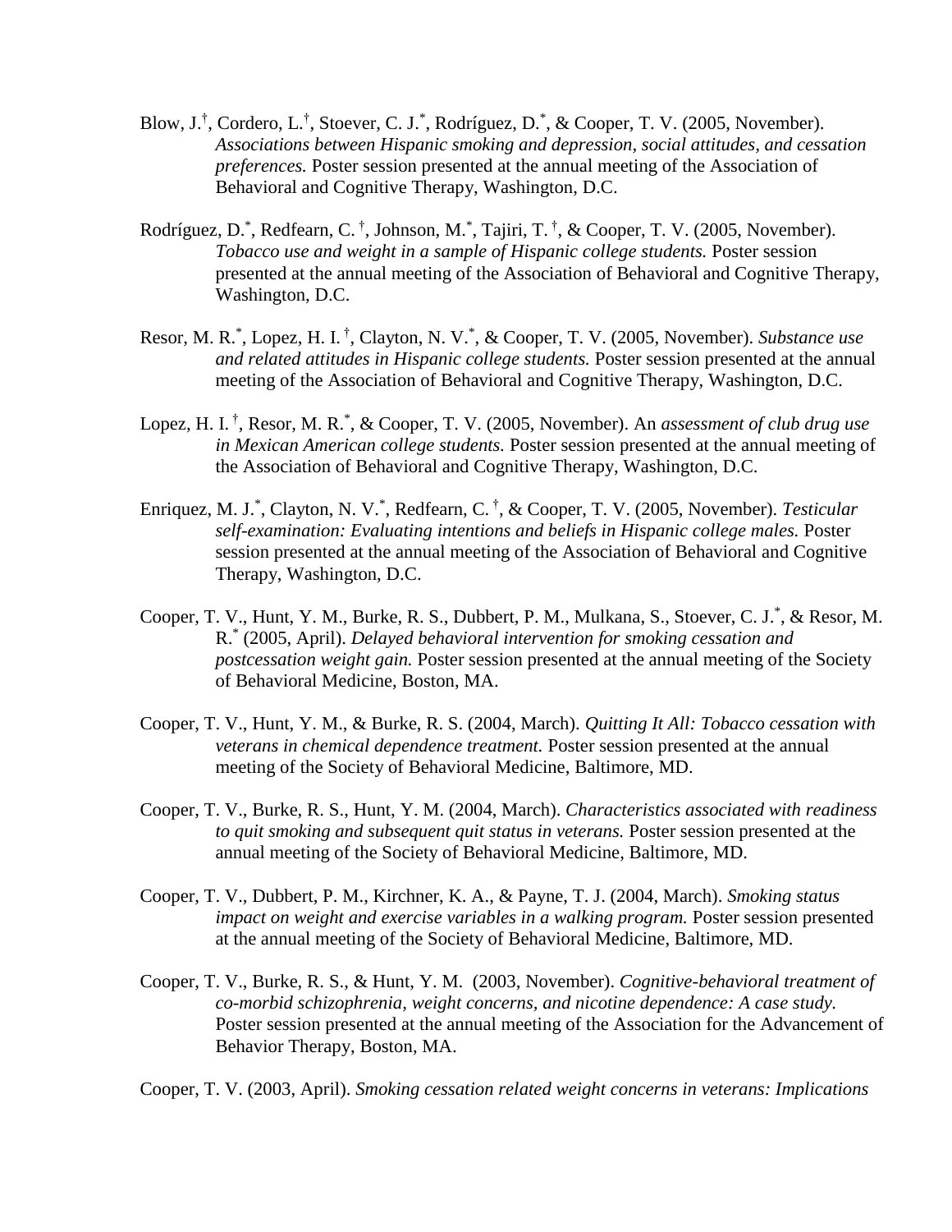Blow, J.[†], Cordero, L.[†], Stoever, C. J.[*], Rodríguez, D.[*], & Cooper, T. V. (2005, November). *Associations between Hispanic smoking and depression, social attitudes, and cessation preferences.* Poster session presented at the annual meeting of the Association of Behavioral and Cognitive Therapy, Washington, D.C.

Rodríguez, D.[*], Redfearn, C. [†], Johnson, M.[*], Tajiri, T. [†], & Cooper, T. V. (2005, November). *Tobacco use and weight in a sample of Hispanic college students.* Poster session presented at the annual meeting of the Association of Behavioral and Cognitive Therapy, Washington, D.C.

Resor, M. R.[*], Lopez, H. I. [†], Clayton, N. V.[*], & Cooper, T. V. (2005, November). *Substance use and related attitudes in Hispanic college students.* Poster session presented at the annual meeting of the Association of Behavioral and Cognitive Therapy, Washington, D.C.

Lopez, H. I. [†], Resor, M. R.[*], & Cooper, T. V. (2005, November). An *assessment of club drug use in Mexican American college students.* Poster session presented at the annual meeting of the Association of Behavioral and Cognitive Therapy, Washington, D.C.

Enriquez, M. J.[*], Clayton, N. V.[*], Redfearn, C. [†], & Cooper, T. V. (2005, November). *Testicular self-examination: Evaluating intentions and beliefs in Hispanic college males.* Poster session presented at the annual meeting of the Association of Behavioral and Cognitive Therapy, Washington, D.C.

Cooper, T. V., Hunt, Y. M., Burke, R. S., Dubbert, P. M., Mulkana, S., Stoever, C. J.[*], & Resor, M. R.[*] (2005, April). *Delayed behavioral intervention for smoking cessation and postcessation weight gain.* Poster session presented at the annual meeting of the Society of Behavioral Medicine, Boston, MA.

Cooper, T. V., Hunt, Y. M., & Burke, R. S. (2004, March). *Quitting It All: Tobacco cessation with veterans in chemical dependence treatment.* Poster session presented at the annual meeting of the Society of Behavioral Medicine, Baltimore, MD.

Cooper, T. V., Burke, R. S., Hunt, Y. M. (2004, March). *Characteristics associated with readiness to quit smoking and subsequent quit status in veterans.* Poster session presented at the annual meeting of the Society of Behavioral Medicine, Baltimore, MD.

Cooper, T. V., Dubbert, P. M., Kirchner, K. A., & Payne, T. J. (2004, March). *Smoking status impact on weight and exercise variables in a walking program.* Poster session presented at the annual meeting of the Society of Behavioral Medicine, Baltimore, MD.

Cooper, T. V., Burke, R. S., & Hunt, Y. M. (2003, November). *Cognitive-behavioral treatment of co-morbid schizophrenia, weight concerns, and nicotine dependence: A case study.* Poster session presented at the annual meeting of the Association for the Advancement of Behavior Therapy, Boston, MA.

Cooper, T. V. (2003, April). *Smoking cessation related weight concerns in veterans: Implications*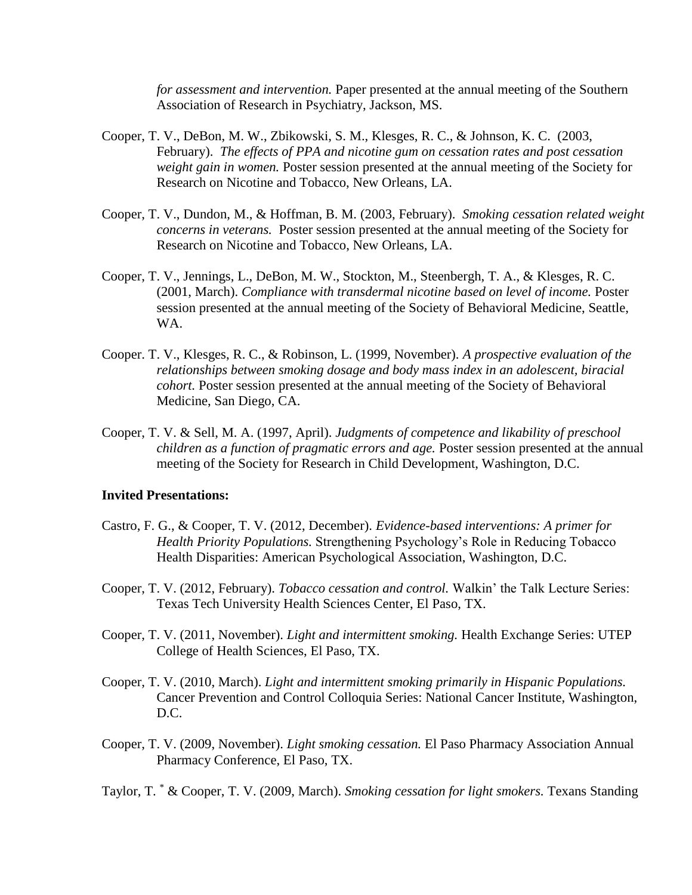*for assessment and intervention.* Paper presented at the annual meeting of the Southern Association of Research in Psychiatry, Jackson, MS.

Cooper, T. V., DeBon, M. W., Zbikowski, S. M., Klesges, R. C., & Johnson, K. C. (2003, February). *The effects of PPA and nicotine gum on cessation rates and post cessation weight gain in women.* Poster session presented at the annual meeting of the Society for Research on Nicotine and Tobacco, New Orleans, LA.

Cooper, T. V., Dundon, M., & Hoffman, B. M. (2003, February). *Smoking cessation related weight concerns in veterans.* Poster session presented at the annual meeting of the Society for Research on Nicotine and Tobacco, New Orleans, LA.

Cooper, T. V., Jennings, L., DeBon, M. W., Stockton, M., Steenbergh, T. A., & Klesges, R. C. (2001, March). *Compliance with transdermal nicotine based on level of income.* Poster session presented at the annual meeting of the Society of Behavioral Medicine, Seattle, WA.

Cooper. T. V., Klesges, R. C., & Robinson, L. (1999, November). *A prospective evaluation of the relationships between smoking dosage and body mass index in an adolescent, biracial cohort.* Poster session presented at the annual meeting of the Society of Behavioral Medicine, San Diego, CA.

Cooper, T. V. & Sell, M. A. (1997, April). *Judgments of competence and likability of preschool children as a function of pragmatic errors and age.* Poster session presented at the annual meeting of the Society for Research in Child Development, Washington, D.C.

**Invited Presentations:**

Castro, F. G., & Cooper, T. V. (2012, December). *Evidence-based interventions: A primer for Health Priority Populations.* Strengthening Psychology's Role in Reducing Tobacco Health Disparities: American Psychological Association, Washington, D.C.

Cooper, T. V. (2012, February). *Tobacco cessation and control.* Walkin' the Talk Lecture Series: Texas Tech University Health Sciences Center, El Paso, TX.

Cooper, T. V. (2011, November). *Light and intermittent smoking.* Health Exchange Series: UTEP College of Health Sciences, El Paso, TX.

Cooper, T. V. (2010, March). *Light and intermittent smoking primarily in Hispanic Populations.* Cancer Prevention and Control Colloquia Series: National Cancer Institute, Washington, D.C.

Cooper, T. V. (2009, November). *Light smoking cessation.* El Paso Pharmacy Association Annual Pharmacy Conference, El Paso, TX.

Taylor, T. * & Cooper, T. V. (2009, March). *Smoking cessation for light smokers.* Texans Standing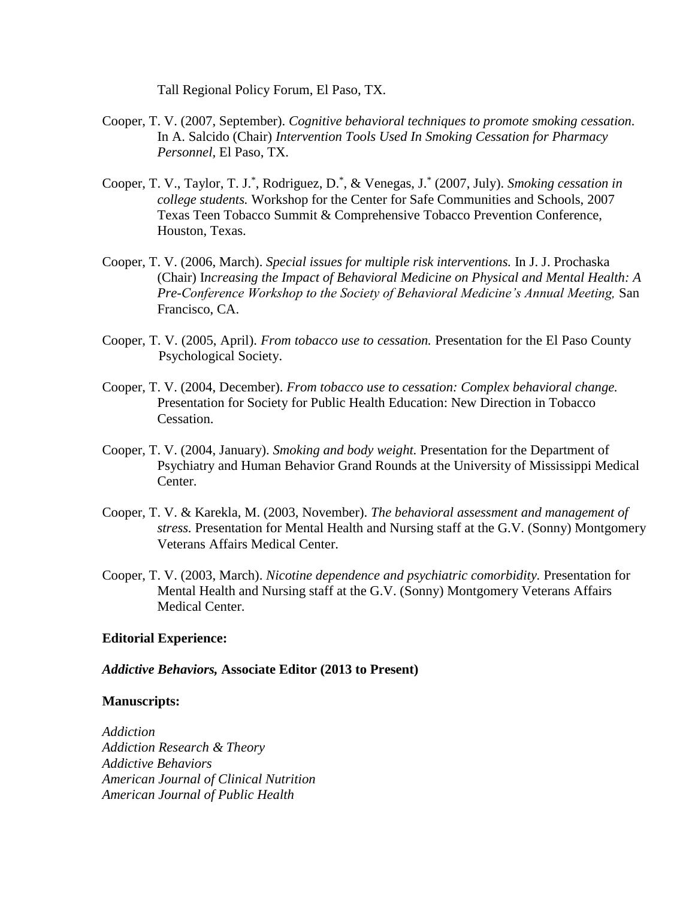Tall Regional Policy Forum, El Paso, TX.

Cooper, T. V. (2007, September). *Cognitive behavioral techniques to promote smoking cessation.* In A. Salcido (Chair) *Intervention Tools Used In Smoking Cessation for Pharmacy Personnel*, El Paso, TX.

Cooper, T. V., Taylor, T. J.*, Rodriguez, D.*, & Venegas, J.* (2007, July). *Smoking cessation in college students.* Workshop for the Center for Safe Communities and Schools, 2007 Texas Teen Tobacco Summit & Comprehensive Tobacco Prevention Conference, Houston, Texas.

Cooper, T. V. (2006, March). *Special issues for multiple risk interventions.* In J. J. Prochaska (Chair) I*ncreasing the Impact of Behavioral Medicine on Physical and Mental Health: A Pre-Conference Workshop to the Society of Behavioral Medicine's Annual Meeting,* San Francisco, CA.

Cooper, T. V. (2005, April). *From tobacco use to cessation.* Presentation for the El Paso County Psychological Society.

Cooper, T. V. (2004, December). *From tobacco use to cessation: Complex behavioral change.* Presentation for Society for Public Health Education: New Direction in Tobacco Cessation.

Cooper, T. V. (2004, January). *Smoking and body weight.* Presentation for the Department of Psychiatry and Human Behavior Grand Rounds at the University of Mississippi Medical Center.

Cooper, T. V. & Karekla, M. (2003, November). *The behavioral assessment and management of stress.* Presentation for Mental Health and Nursing staff at the G.V. (Sonny) Montgomery Veterans Affairs Medical Center.

Cooper, T. V. (2003, March). *Nicotine dependence and psychiatric comorbidity.* Presentation for Mental Health and Nursing staff at the G.V. (Sonny) Montgomery Veterans Affairs Medical Center.

**Editorial Experience:**

***Addictive Behaviors,* Associate Editor (2013 to Present)**

**Manuscripts:**

*Addiction*
*Addiction Research & Theory*
*Addictive Behaviors*
*American Journal of Clinical Nutrition*
*American Journal of Public Health*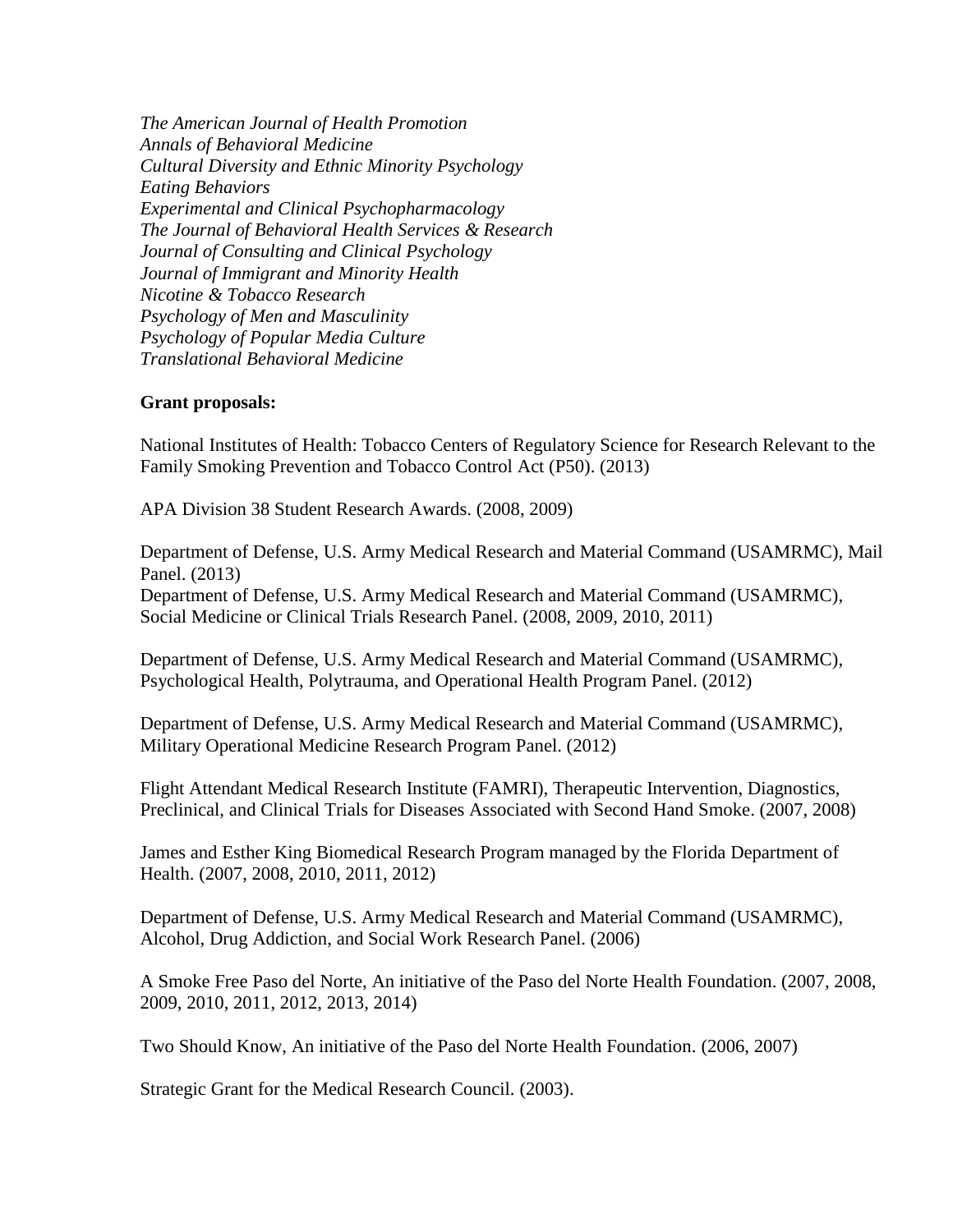*The American Journal of Health Promotion*
*Annals of Behavioral Medicine*
*Cultural Diversity and Ethnic Minority Psychology*
*Eating Behaviors*
*Experimental and Clinical Psychopharmacology*
*The Journal of Behavioral Health Services & Research*
*Journal of Consulting and Clinical Psychology*
*Journal of Immigrant and Minority Health*
*Nicotine & Tobacco Research*
*Psychology of Men and Masculinity*
*Psychology of Popular Media Culture*
*Translational Behavioral Medicine*

**Grant proposals:**

National Institutes of Health: Tobacco Centers of Regulatory Science for Research Relevant to the Family Smoking Prevention and Tobacco Control Act (P50). (2013)

APA Division 38 Student Research Awards. (2008, 2009)

Department of Defense, U.S. Army Medical Research and Material Command (USAMRMC), Mail Panel. (2013)
Department of Defense, U.S. Army Medical Research and Material Command (USAMRMC), Social Medicine or Clinical Trials Research Panel. (2008, 2009, 2010, 2011)

Department of Defense, U.S. Army Medical Research and Material Command (USAMRMC), Psychological Health, Polytrauma, and Operational Health Program Panel. (2012)

Department of Defense, U.S. Army Medical Research and Material Command (USAMRMC), Military Operational Medicine Research Program Panel. (2012)

Flight Attendant Medical Research Institute (FAMRI), Therapeutic Intervention, Diagnostics, Preclinical, and Clinical Trials for Diseases Associated with Second Hand Smoke. (2007, 2008)

James and Esther King Biomedical Research Program managed by the Florida Department of Health. (2007, 2008, 2010, 2011, 2012)

Department of Defense, U.S. Army Medical Research and Material Command (USAMRMC), Alcohol, Drug Addiction, and Social Work Research Panel. (2006)

A Smoke Free Paso del Norte, An initiative of the Paso del Norte Health Foundation. (2007, 2008, 2009, 2010, 2011, 2012, 2013, 2014)

Two Should Know, An initiative of the Paso del Norte Health Foundation. (2006, 2007)

Strategic Grant for the Medical Research Council. (2003).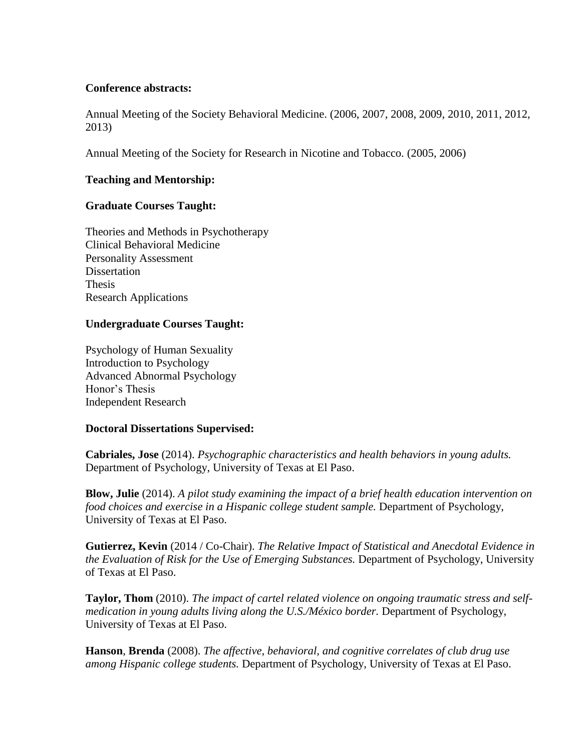**Conference abstracts:**

Annual Meeting of the Society Behavioral Medicine. (2006, 2007, 2008, 2009, 2010, 2011, 2012, 2013)

Annual Meeting of the Society for Research in Nicotine and Tobacco. (2005, 2006)

**Teaching and Mentorship:**

**Graduate Courses Taught:**

Theories and Methods in Psychotherapy
Clinical Behavioral Medicine
Personality Assessment
Dissertation
Thesis
Research Applications

**Undergraduate Courses Taught:**

Psychology of Human Sexuality
Introduction to Psychology
Advanced Abnormal Psychology
Honor's Thesis
Independent Research

**Doctoral Dissertations Supervised:**

**Cabriales, Jose** (2014). *Psychographic characteristics and health behaviors in young adults.* Department of Psychology, University of Texas at El Paso.

**Blow, Julie** (2014). *A pilot study examining the impact of a brief health education intervention on food choices and exercise in a Hispanic college student sample.* Department of Psychology, University of Texas at El Paso.

**Gutierrez, Kevin** (2014 / Co-Chair). *The Relative Impact of Statistical and Anecdotal Evidence in the Evaluation of Risk for the Use of Emerging Substances.* Department of Psychology, University of Texas at El Paso.

**Taylor, Thom** (2010). *The impact of cartel related violence on ongoing traumatic stress and self-medication in young adults living along the U.S./México border.* Department of Psychology, University of Texas at El Paso.

**Hanson**, **Brenda** (2008). *The affective, behavioral, and cognitive correlates of club drug use among Hispanic college students.* Department of Psychology, University of Texas at El Paso.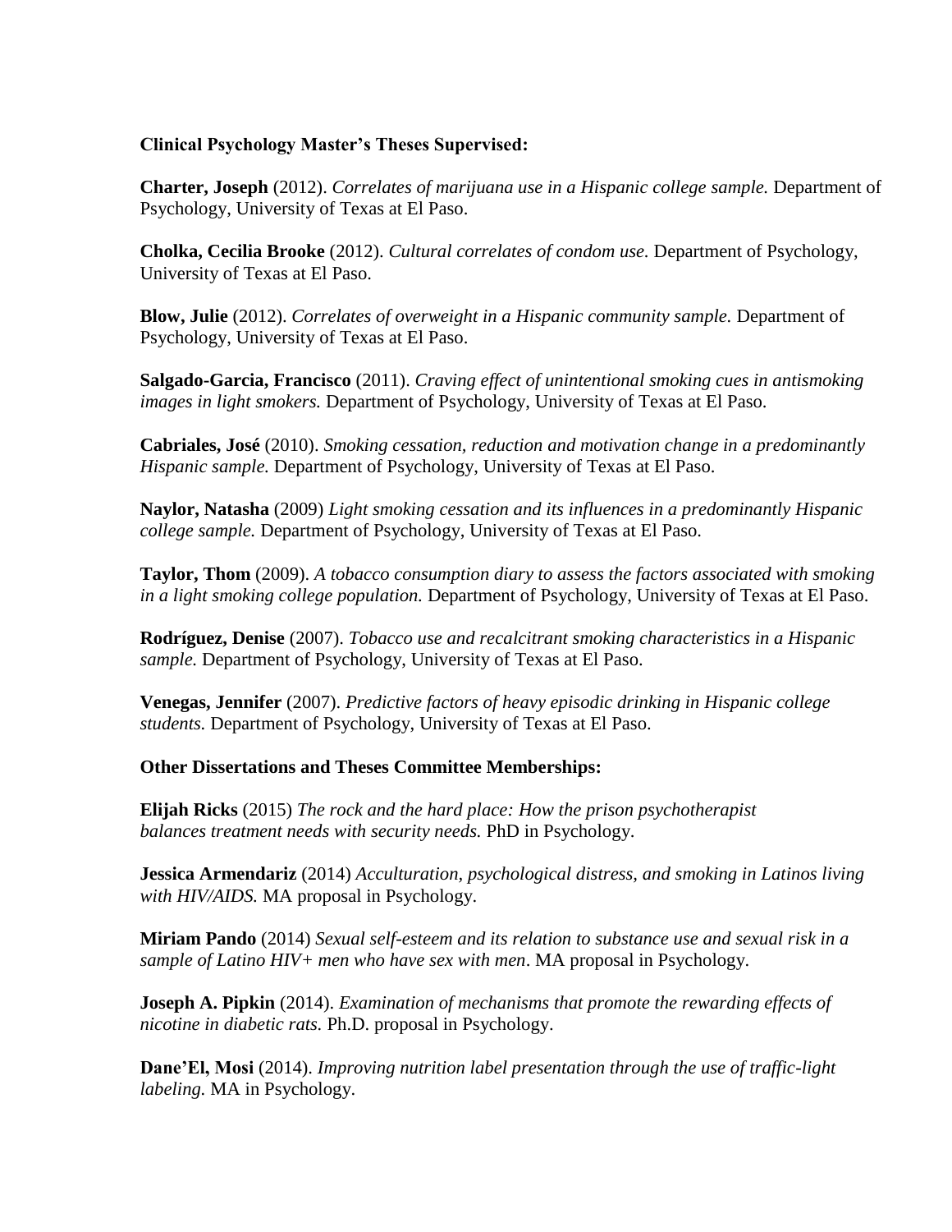**Clinical Psychology Master's Theses Supervised:**

**Charter, Joseph** (2012). *Correlates of marijuana use in a Hispanic college sample.* Department of Psychology, University of Texas at El Paso.

**Cholka, Cecilia Brooke** (2012). *Cultural correlates of condom use.* Department of Psychology, University of Texas at El Paso.

**Blow, Julie** (2012). *Correlates of overweight in a Hispanic community sample.* Department of Psychology, University of Texas at El Paso.

**Salgado-Garcia, Francisco** (2011). *Craving effect of unintentional smoking cues in antismoking images in light smokers.* Department of Psychology, University of Texas at El Paso.

**Cabriales, José** (2010). *Smoking cessation, reduction and motivation change in a predominantly Hispanic sample.* Department of Psychology, University of Texas at El Paso.

**Naylor, Natasha** (2009) *Light smoking cessation and its influences in a predominantly Hispanic college sample.* Department of Psychology, University of Texas at El Paso.

**Taylor, Thom** (2009). *A tobacco consumption diary to assess the factors associated with smoking in a light smoking college population.* Department of Psychology, University of Texas at El Paso.

**Rodríguez, Denise** (2007). *Tobacco use and recalcitrant smoking characteristics in a Hispanic sample.* Department of Psychology, University of Texas at El Paso.

**Venegas, Jennifer** (2007). *Predictive factors of heavy episodic drinking in Hispanic college students.* Department of Psychology, University of Texas at El Paso.

**Other Dissertations and Theses Committee Memberships:**

**Elijah Ricks** (2015) *The rock and the hard place: How the prison psychotherapist balances treatment needs with security needs.* PhD in Psychology.

**Jessica Armendariz** (2014) *Acculturation, psychological distress, and smoking in Latinos living with HIV/AIDS.* MA proposal in Psychology.

**Miriam Pando** (2014) *Sexual self-esteem and its relation to substance use and sexual risk in a sample of Latino HIV+ men who have sex with men*. MA proposal in Psychology.

**Joseph A. Pipkin** (2014). *Examination of mechanisms that promote the rewarding effects of nicotine in diabetic rats.* Ph.D. proposal in Psychology.

**Dane'El, Mosi** (2014). *Improving nutrition label presentation through the use of traffic-light labeling.* MA in Psychology.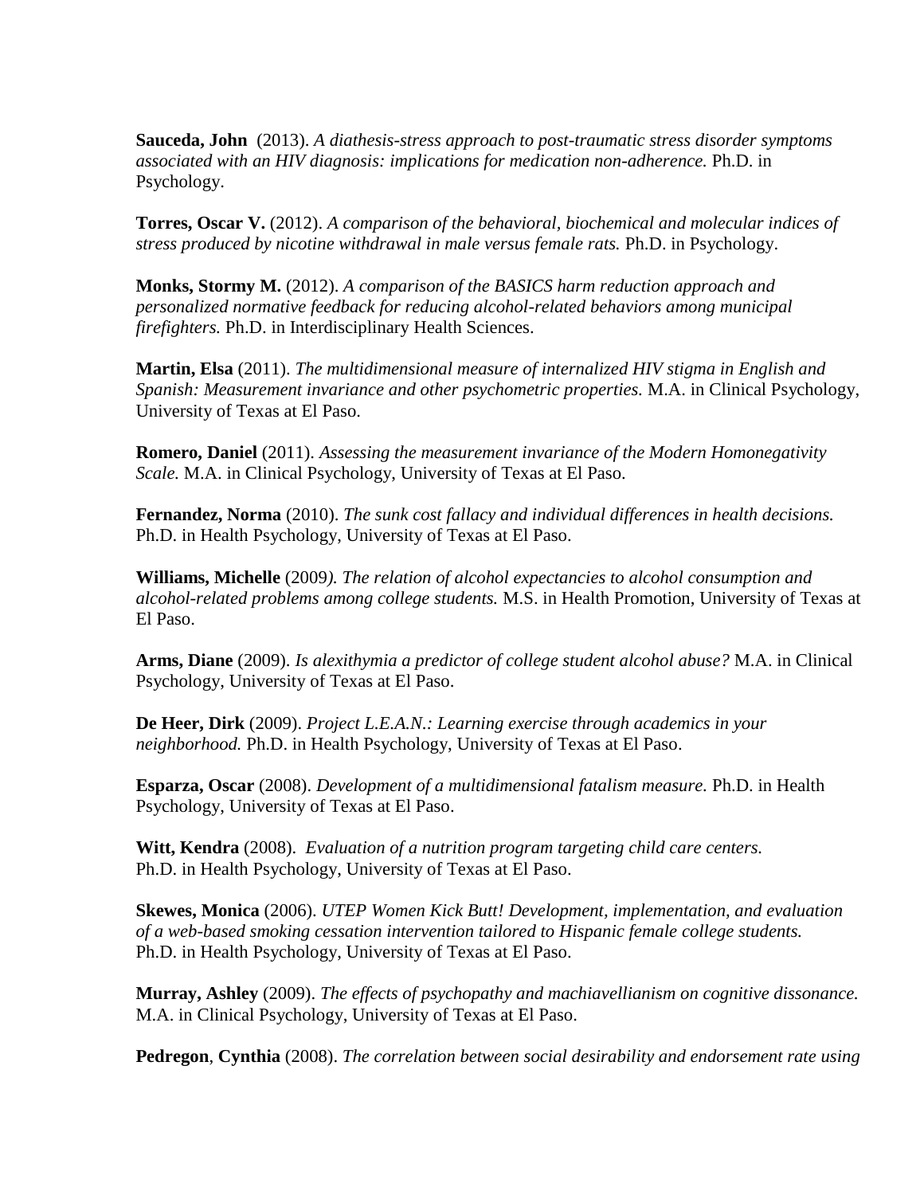**Sauceda, John** (2013). *A diathesis-stress approach to post-traumatic stress disorder symptoms associated with an HIV diagnosis: implications for medication non-adherence.* Ph.D. in Psychology.

**Torres, Oscar V.** (2012). *A comparison of the behavioral, biochemical and molecular indices of stress produced by nicotine withdrawal in male versus female rats.* Ph.D. in Psychology.

**Monks, Stormy M.** (2012). *A comparison of the BASICS harm reduction approach and personalized normative feedback for reducing alcohol-related behaviors among municipal firefighters.* Ph.D. in Interdisciplinary Health Sciences.

**Martin, Elsa** (2011). *The multidimensional measure of internalized HIV stigma in English and Spanish: Measurement invariance and other psychometric properties.* M.A. in Clinical Psychology, University of Texas at El Paso.

**Romero, Daniel** (2011). *Assessing the measurement invariance of the Modern Homonegativity Scale.* M.A. in Clinical Psychology, University of Texas at El Paso.

**Fernandez, Norma** (2010). *The sunk cost fallacy and individual differences in health decisions.* Ph.D. in Health Psychology, University of Texas at El Paso.

**Williams, Michelle** (2009*). The relation of alcohol expectancies to alcohol consumption and alcohol-related problems among college students.* M.S. in Health Promotion, University of Texas at El Paso.

**Arms, Diane** (2009). *Is alexithymia a predictor of college student alcohol abuse?* M.A. in Clinical Psychology, University of Texas at El Paso.

**De Heer, Dirk** (2009). *Project L.E.A.N.: Learning exercise through academics in your neighborhood.* Ph.D. in Health Psychology, University of Texas at El Paso.

**Esparza, Oscar** (2008). *Development of a multidimensional fatalism measure.* Ph.D. in Health Psychology, University of Texas at El Paso.

**Witt, Kendra** (2008). *Evaluation of a nutrition program targeting child care centers.* Ph.D. in Health Psychology, University of Texas at El Paso.

**Skewes, Monica** (2006). *UTEP Women Kick Butt! Development, implementation, and evaluation of a web-based smoking cessation intervention tailored to Hispanic female college students.* Ph.D. in Health Psychology, University of Texas at El Paso.

**Murray, Ashley** (2009). *The effects of psychopathy and machiavellianism on cognitive dissonance.* M.A. in Clinical Psychology, University of Texas at El Paso.

**Pedregon**, **Cynthia** (2008). *The correlation between social desirability and endorsement rate using*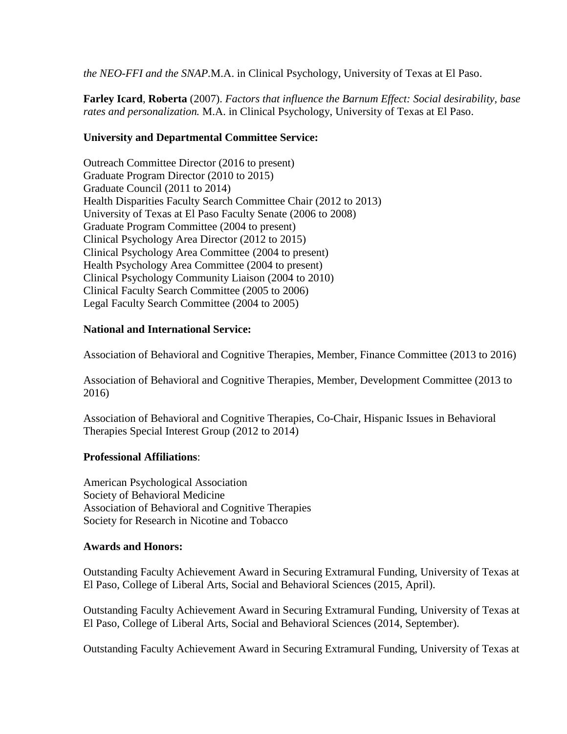*the NEO-FFI and the SNAP*.M.A. in Clinical Psychology, University of Texas at El Paso.

**Farley Icard**, **Roberta** (2007). *Factors that influence the Barnum Effect: Social desirability, base rates and personalization.* M.A. in Clinical Psychology, University of Texas at El Paso.

**University and Departmental Committee Service:**

Outreach Committee Director (2016 to present)
Graduate Program Director (2010 to 2015)
Graduate Council (2011 to 2014)
Health Disparities Faculty Search Committee Chair (2012 to 2013)
University of Texas at El Paso Faculty Senate (2006 to 2008)
Graduate Program Committee (2004 to present)
Clinical Psychology Area Director (2012 to 2015)
Clinical Psychology Area Committee (2004 to present)
Health Psychology Area Committee (2004 to present)
Clinical Psychology Community Liaison (2004 to 2010)
Clinical Faculty Search Committee (2005 to 2006)
Legal Faculty Search Committee (2004 to 2005)

**National and International Service:**

Association of Behavioral and Cognitive Therapies, Member, Finance Committee (2013 to 2016)

Association of Behavioral and Cognitive Therapies, Member, Development Committee (2013 to 2016)

Association of Behavioral and Cognitive Therapies, Co-Chair, Hispanic Issues in Behavioral Therapies Special Interest Group (2012 to 2014)

**Professional Affiliations**:

American Psychological Association
Society of Behavioral Medicine
Association of Behavioral and Cognitive Therapies
Society for Research in Nicotine and Tobacco

**Awards and Honors:**

Outstanding Faculty Achievement Award in Securing Extramural Funding, University of Texas at El Paso, College of Liberal Arts, Social and Behavioral Sciences (2015, April).

Outstanding Faculty Achievement Award in Securing Extramural Funding, University of Texas at El Paso, College of Liberal Arts, Social and Behavioral Sciences (2014, September).

Outstanding Faculty Achievement Award in Securing Extramural Funding, University of Texas at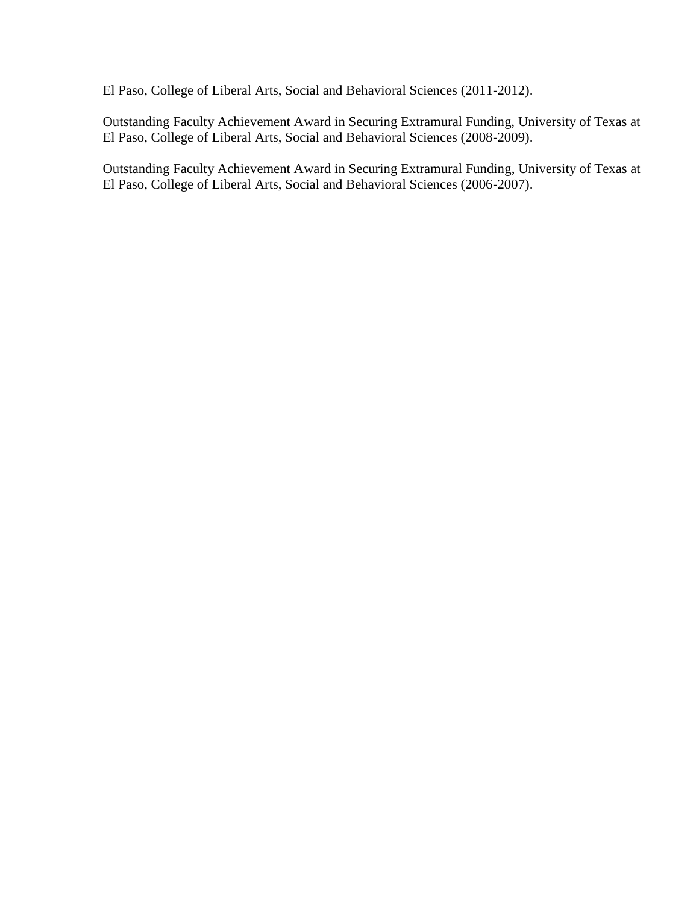El Paso, College of Liberal Arts, Social and Behavioral Sciences (2011-2012).

Outstanding Faculty Achievement Award in Securing Extramural Funding, University of Texas at El Paso, College of Liberal Arts, Social and Behavioral Sciences (2008-2009).

Outstanding Faculty Achievement Award in Securing Extramural Funding, University of Texas at El Paso, College of Liberal Arts, Social and Behavioral Sciences (2006-2007).